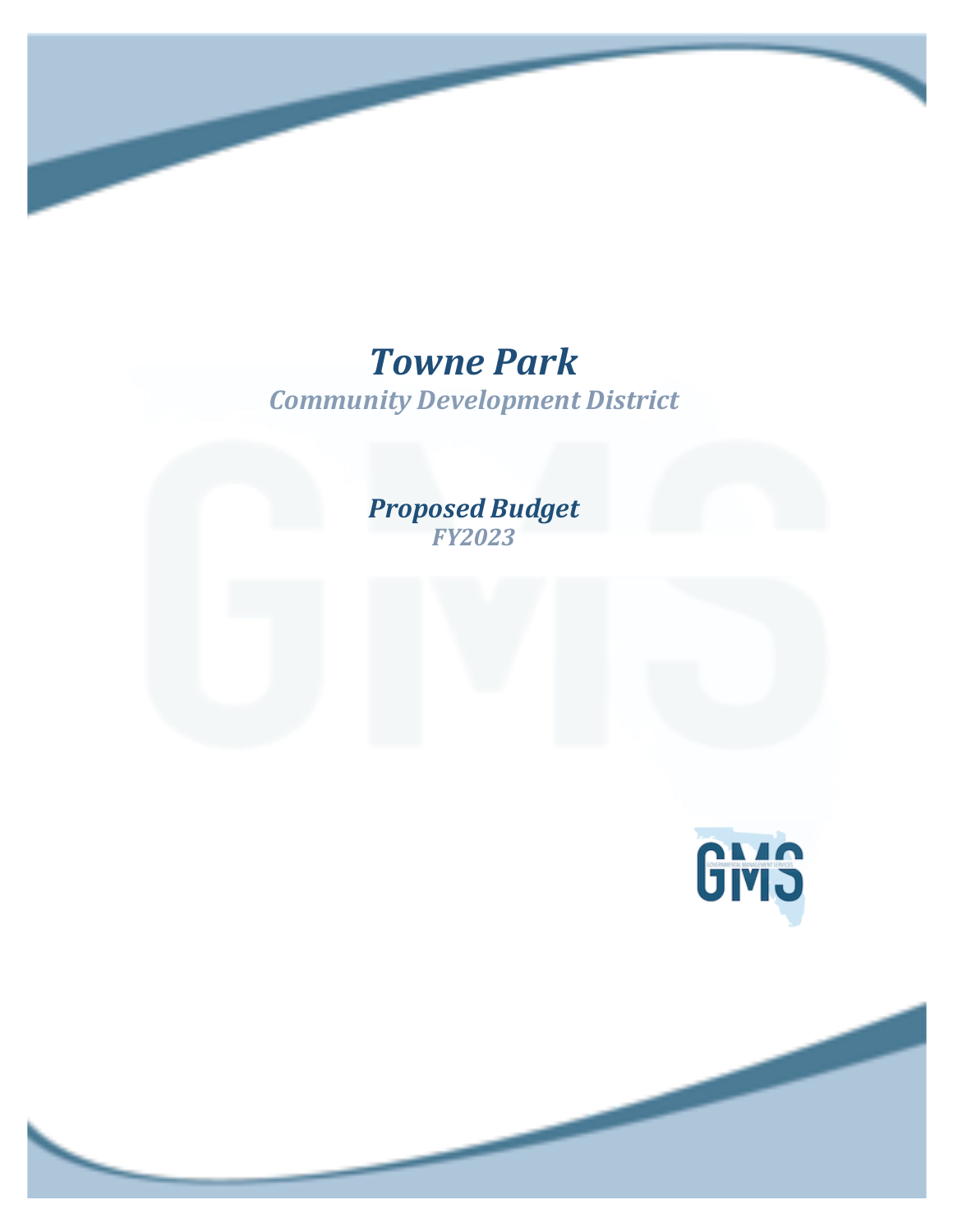# *Towne Park*

## *Community Development District*

## *Proposed Budget*

### *FY2023*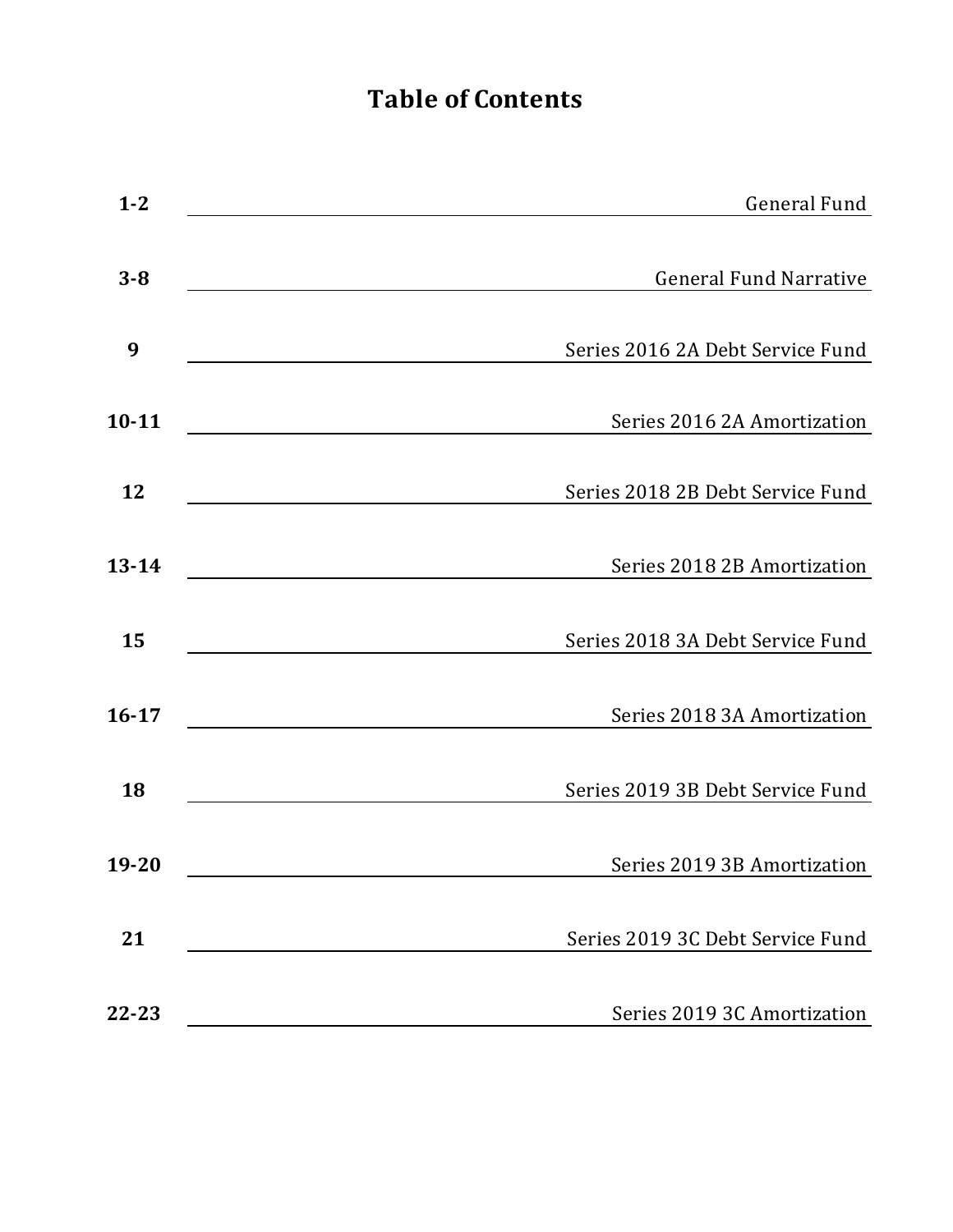# Table of Contents

| Page | Section |
|---|---|
| 1-2 | General Fund |
| 3-8 | General Fund Narrative |
| 9 | Series 2016 2A Debt Service Fund |
| 10-11 | Series 2016 2A Amortization |
| 12 | Series 2018 2B Debt Service Fund |
| 13-14 | Series 2018 2B Amortization |
| 15 | Series 2018 3A Debt Service Fund |
| 16-17 | Series 2018 3A Amortization |
| 18 | Series 2019 3B Debt Service Fund |
| 19-20 | Series 2019 3B Amortization |
| 21 | Series 2019 3C Debt Service Fund |
| 22-23 | Series 2019 3C Amortization |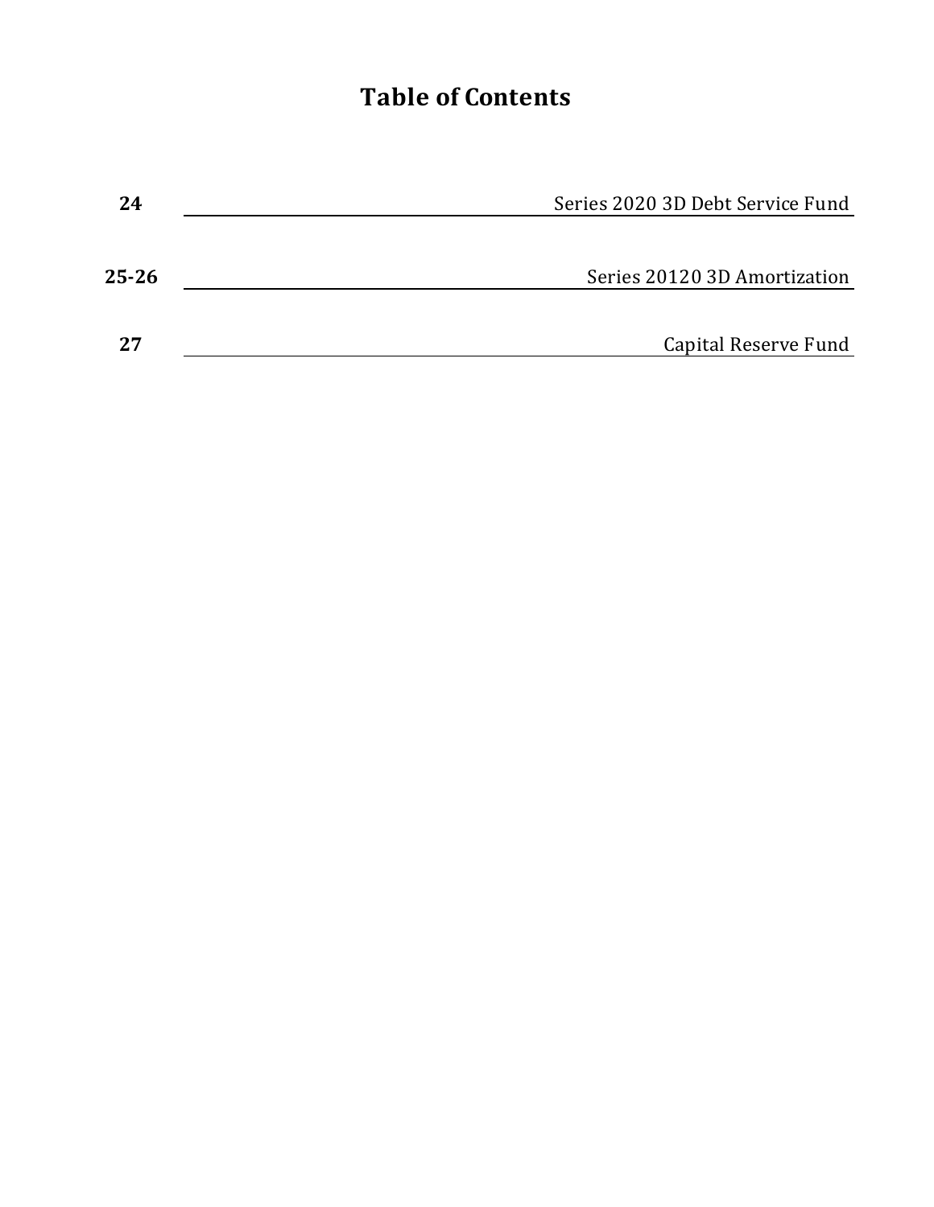# Table of Contents

| | |
|---|---|
| **24** | Series 2020 3D Debt Service Fund |
| **25-26** | Series 20120 3D Amortization |
| **27** | Capital Reserve Fund |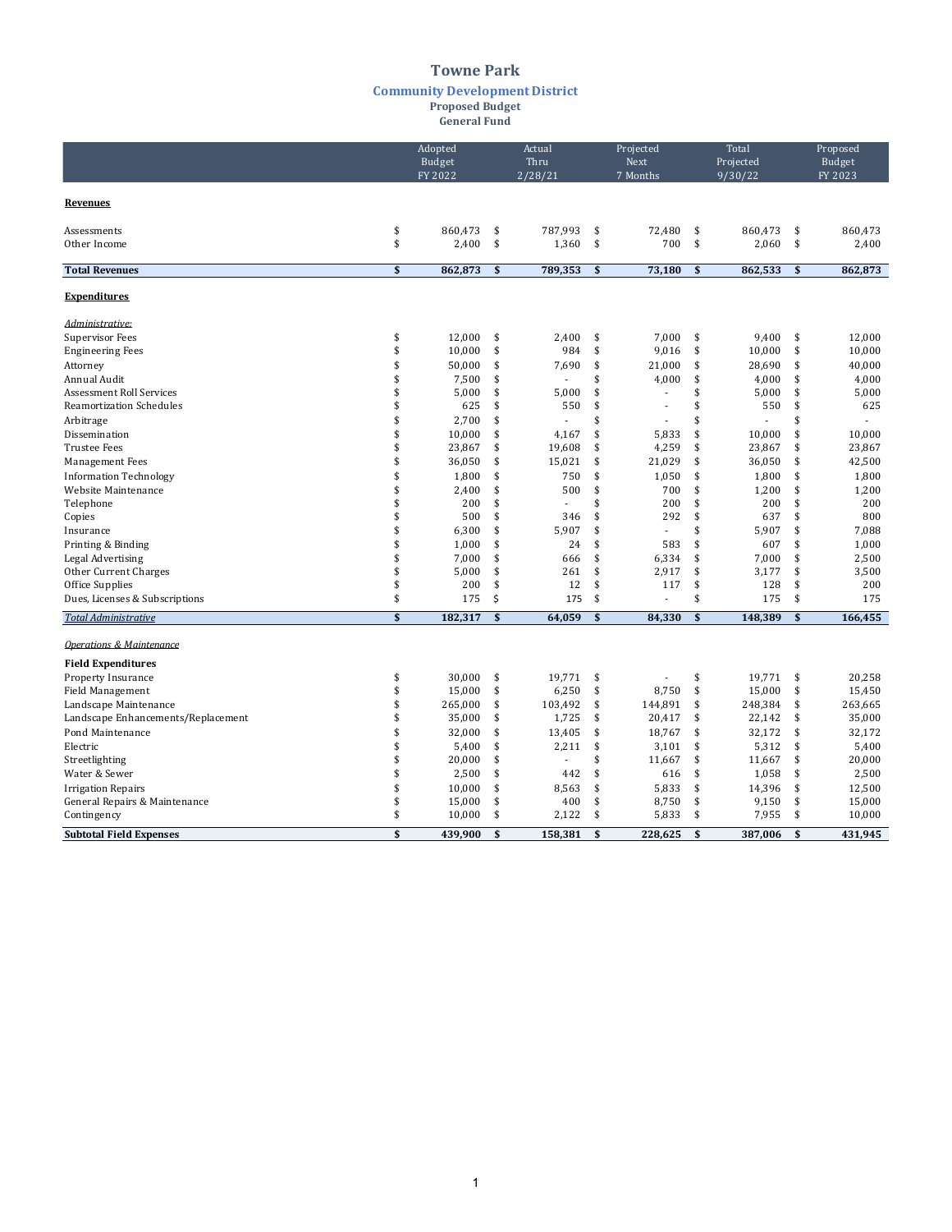# Towne Park

## Community Development District

**Proposed Budget**
**General Fund**

| | Adopted Budget FY 2022 | Actual Thru 2/28/21 | Projected Next 7 Months | Total Projected 9/30/22 | Proposed Budget FY 2023 |
|---|---|---|---|---|---|
| **Revenues** | | | | | |
| Assessments | $ 860,473 | $ 787,993 | $ 72,480 | $ 860,473 | $ 860,473 |
| Other Income | $ 2,400 | $ 1,360 | $ 700 | $ 2,060 | $ 2,400 |
| **Total Revenues** | **$ 862,873** | **$ 789,353** | **$ 73,180** | **$ 862,533** | **$ 862,873** |
| **Expenditures** | | | | | |
| *Administrative:* | | | | | |
| Supervisor Fees | $ 12,000 | $ 2,400 | $ 7,000 | $ 9,400 | $ 12,000 |
| Engineering Fees | $ 10,000 | $ 984 | $ 9,016 | $ 10,000 | $ 10,000 |
| Attorney | $ 50,000 | $ 7,690 | $ 21,000 | $ 28,690 | $ 40,000 |
| Annual Audit | $ 7,500 | $ - | $ 4,000 | $ 4,000 | $ 4,000 |
| Assessment Roll Services | $ 5,000 | $ 5,000 | $ - | $ 5,000 | $ 5,000 |
| Reamortization Schedules | $ 625 | $ 550 | $ - | $ 550 | $ 625 |
| Arbitrage | $ 2,700 | $ - | $ - | $ - | $ - |
| Dissemination | $ 10,000 | $ 4,167 | $ 5,833 | $ 10,000 | $ 10,000 |
| Trustee Fees | $ 23,867 | $ 19,608 | $ 4,259 | $ 23,867 | $ 23,867 |
| Management Fees | $ 36,050 | $ 15,021 | $ 21,029 | $ 36,050 | $ 42,500 |
| Information Technology | $ 1,800 | $ 750 | $ 1,050 | $ 1,800 | $ 1,800 |
| Website Maintenance | $ 2,400 | $ 500 | $ 700 | $ 1,200 | $ 1,200 |
| Telephone | $ 200 | $ - | $ 200 | $ 200 | $ 200 |
| Copies | $ 500 | $ 346 | $ 292 | $ 637 | $ 800 |
| Insurance | $ 6,300 | $ 5,907 | $ - | $ 5,907 | $ 7,088 |
| Printing & Binding | $ 1,000 | $ 24 | $ 583 | $ 607 | $ 1,000 |
| Legal Advertising | $ 7,000 | $ 666 | $ 6,334 | $ 7,000 | $ 2,500 |
| Other Current Charges | $ 5,000 | $ 261 | $ 2,917 | $ 3,177 | $ 3,500 |
| Office Supplies | $ 200 | $ 12 | $ 117 | $ 128 | $ 200 |
| Dues, Licenses & Subscriptions | $ 175 | $ 175 | $ - | $ 175 | $ 175 |
| ***Total Administrative*** | **$ 182,317** | **$ 64,059** | **$ 84,330** | **$ 148,389** | **$ 166,455** |
| *Operations & Maintenance* | | | | | |
| **Field Expenditures** | | | | | |
| Property Insurance | $ 30,000 | $ 19,771 | $ - | $ 19,771 | $ 20,258 |
| Field Management | $ 15,000 | $ 6,250 | $ 8,750 | $ 15,000 | $ 15,450 |
| Landscape Maintenance | $ 265,000 | $ 103,492 | $ 144,891 | $ 248,384 | $ 263,665 |
| Landscape Enhancements/Replacement | $ 35,000 | $ 1,725 | $ 20,417 | $ 22,142 | $ 35,000 |
| Pond Maintenance | $ 32,000 | $ 13,405 | $ 18,767 | $ 32,172 | $ 32,172 |
| Electric | $ 5,400 | $ 2,211 | $ 3,101 | $ 5,312 | $ 5,400 |
| Streetlighting | $ 20,000 | $ - | $ 11,667 | $ 11,667 | $ 20,000 |
| Water & Sewer | $ 2,500 | $ 442 | $ 616 | $ 1,058 | $ 2,500 |
| Irrigation Repairs | $ 10,000 | $ 8,563 | $ 5,833 | $ 14,396 | $ 12,500 |
| General Repairs & Maintenance | $ 15,000 | $ 400 | $ 8,750 | $ 9,150 | $ 15,000 |
| Contingency | $ 10,000 | $ 2,122 | $ 5,833 | $ 7,955 | $ 10,000 |
| **Subtotal Field Expenses** | **$ 439,900** | **$ 158,381** | **$ 228,625** | **$ 387,006** | **$ 431,945** |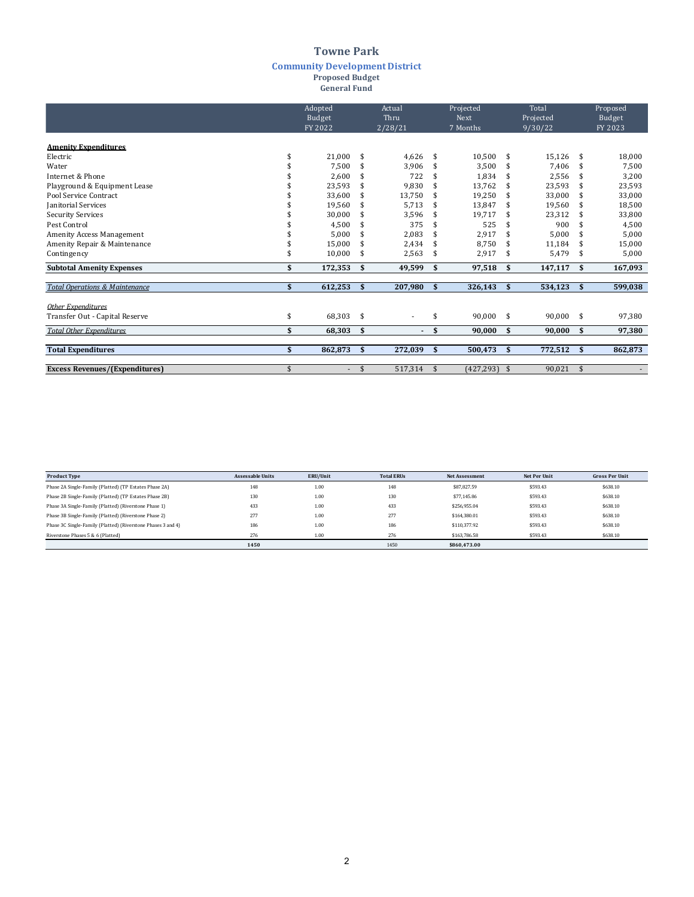# Towne Park

## Community Development District

### Proposed Budget

### General Fund

| | Adopted Budget FY 2022 | Actual Thru 2/28/21 | Projected Next 7 Months | Total Projected 9/30/22 | Proposed Budget FY 2023 |
|---|---|---|---|---|---|
| **Amenity Expenditures** | | | | | |
| Electric | $ 21,000 | $ 4,626 | $ 10,500 | $ 15,126 | $ 18,000 |
| Water | $ 7,500 | $ 3,906 | $ 3,500 | $ 7,406 | $ 7,500 |
| Internet & Phone | $ 2,600 | $ 722 | $ 1,834 | $ 2,556 | $ 3,200 |
| Playground & Equipment Lease | $ 23,593 | $ 9,830 | $ 13,762 | $ 23,593 | $ 23,593 |
| Pool Service Contract | $ 33,600 | $ 13,750 | $ 19,250 | $ 33,000 | $ 33,000 |
| Janitorial Services | $ 19,560 | $ 5,713 | $ 13,847 | $ 19,560 | $ 18,500 |
| Security Services | $ 30,000 | $ 3,596 | $ 19,717 | $ 23,312 | $ 33,800 |
| Pest Control | $ 4,500 | $ 375 | $ 525 | $ 900 | $ 4,500 |
| Amenity Access Management | $ 5,000 | $ 2,083 | $ 2,917 | $ 5,000 | $ 5,000 |
| Amenity Repair & Maintenance | $ 15,000 | $ 2,434 | $ 8,750 | $ 11,184 | $ 15,000 |
| Contingency | $ 10,000 | $ 2,563 | $ 2,917 | $ 5,479 | $ 5,000 |
| **Subtotal Amenity Expenses** | **$ 172,353** | **$ 49,599** | **$ 97,518** | **$ 147,117** | **$ 167,093** |
| ***Total Operations & Maintenance*** | **$ 612,253** | **$ 207,980** | **$ 326,143** | **$ 534,123** | **$ 599,038** |
| *Other Expenditures* | | | | | |
| Transfer Out - Capital Reserve | $ 68,303 | $ - | $ 90,000 | $ 90,000 | $ 97,380 |
| *Total Other Expenditures* | **$ 68,303** | **$ -** | **$ 90,000** | **$ 90,000** | **$ 97,380** |
| **Total Expenditures** | **$ 862,873** | **$ 272,039** | **$ 500,473** | **$ 772,512** | **$ 862,873** |
| **Excess Revenues/(Expenditures)** | $ - | $ 517,314 | $ (427,293) | $ 90,021 | $ - |

| Product Type | Assessable Units | ERU/Unit | Total ERUs | Net Assessment | Net Per Unit | Gross Per Unit |
|---|---|---|---|---|---|---|
| Phase 2A Single-Family (Platted) (TP Estates Phase 2A) | 148 | 1.00 | 148 | $87,827.59 | $593.43 | $638.10 |
| Phase 2B Single-Family (Platted) (TP Estates Phase 2B) | 130 | 1.00 | 130 | $77,145.86 | $593.43 | $638.10 |
| Phase 3A Single-Family (Platted) (Riverstone Phase 1) | 433 | 1.00 | 433 | $256,955.04 | $593.43 | $638.10 |
| Phase 3B Single-Family (Platted) (Riverstone Phase 2) | 277 | 1.00 | 277 | $164,380.01 | $593.43 | $638.10 |
| Phase 3C Single-Family (Platted) (Riverstone Phases 3 and 4) | 186 | 1.00 | 186 | $110,377.92 | $593.43 | $638.10 |
| Riverstone Phases 5 & 6 (Platted) | 276 | 1.00 | 276 | $163,786.58 | $593.43 | $638.10 |
| | **1450** | | 1450 | **$860,473.00** | | |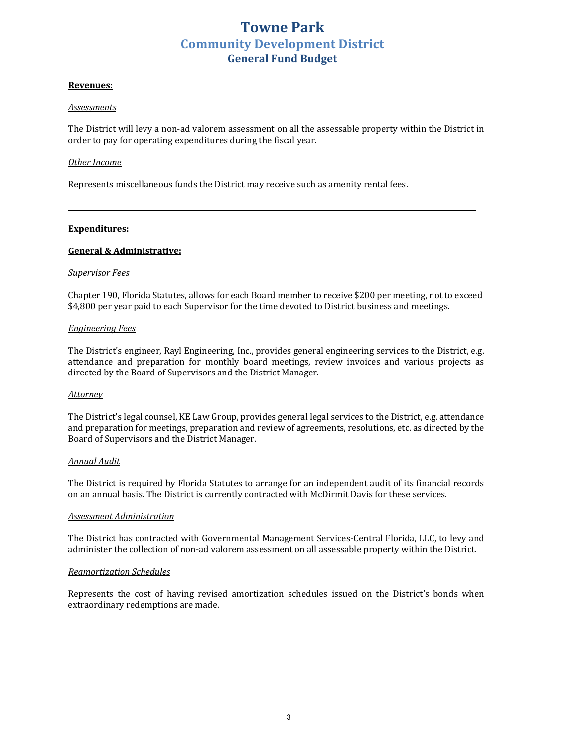# Towne Park

## Community Development District

### General Fund Budget

**Revenues:**

*Assessments*

The District will levy a non-ad valorem assessment on all the assessable property within the District in order to pay for operating expenditures during the fiscal year.

*Other Income*

Represents miscellaneous funds the District may receive such as amenity rental fees.

---

**Expenditures:**

**General & Administrative:**

*Supervisor Fees*

Chapter 190, Florida Statutes, allows for each Board member to receive $200 per meeting, not to exceed $4,800 per year paid to each Supervisor for the time devoted to District business and meetings.

*Engineering Fees*

The District's engineer, Rayl Engineering, Inc., provides general engineering services to the District, e.g. attendance and preparation for monthly board meetings, review invoices and various projects as directed by the Board of Supervisors and the District Manager.

*Attorney*

The District's legal counsel, KE Law Group, provides general legal services to the District, e.g. attendance and preparation for meetings, preparation and review of agreements, resolutions, etc. as directed by the Board of Supervisors and the District Manager.

*Annual Audit*

The District is required by Florida Statutes to arrange for an independent audit of its financial records on an annual basis. The District is currently contracted with McDirmit Davis for these services.

*Assessment Administration*

The District has contracted with Governmental Management Services-Central Florida, LLC, to levy and administer the collection of non-ad valorem assessment on all assessable property within the District.

*Reamortization Schedules*

Represents the cost of having revised amortization schedules issued on the District's bonds when extraordinary redemptions are made.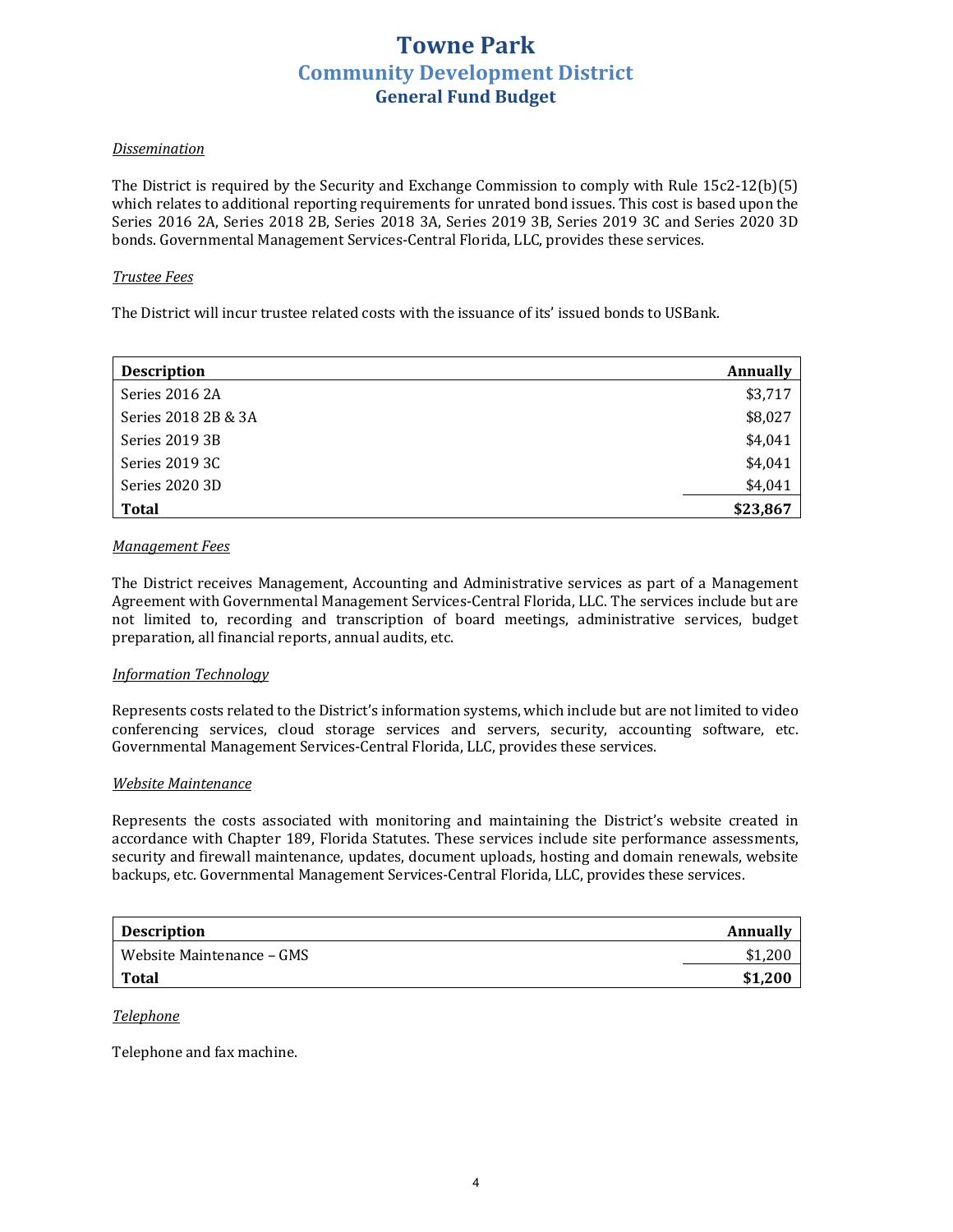# Towne Park
## Community Development District
### General Fund Budget

*Dissemination*

The District is required by the Security and Exchange Commission to comply with Rule 15c2-12(b)(5) which relates to additional reporting requirements for unrated bond issues. This cost is based upon the Series 2016 2A, Series 2018 2B, Series 2018 3A, Series 2019 3B, Series 2019 3C and Series 2020 3D bonds. Governmental Management Services-Central Florida, LLC, provides these services.

*Trustee Fees*

The District will incur trustee related costs with the issuance of its' issued bonds to USBank.

| Description | Annually |
|---|---:|
| Series 2016 2A | $3,717 |
| Series 2018 2B & 3A | $8,027 |
| Series 2019 3B | $4,041 |
| Series 2019 3C | $4,041 |
| Series 2020 3D | $4,041 |
| **Total** | **$23,867** |

*Management Fees*

The District receives Management, Accounting and Administrative services as part of a Management Agreement with Governmental Management Services-Central Florida, LLC. The services include but are not limited to, recording and transcription of board meetings, administrative services, budget preparation, all financial reports, annual audits, etc.

*Information Technology*

Represents costs related to the District's information systems, which include but are not limited to video conferencing services, cloud storage services and servers, security, accounting software, etc. Governmental Management Services-Central Florida, LLC, provides these services.

*Website Maintenance*

Represents the costs associated with monitoring and maintaining the District's website created in accordance with Chapter 189, Florida Statutes. These services include site performance assessments, security and firewall maintenance, updates, document uploads, hosting and domain renewals, website backups, etc. Governmental Management Services-Central Florida, LLC, provides these services.

| Description | Annually |
|---|---:|
| Website Maintenance – GMS | $1,200 |
| **Total** | **$1,200** |

*Telephone*

Telephone and fax machine.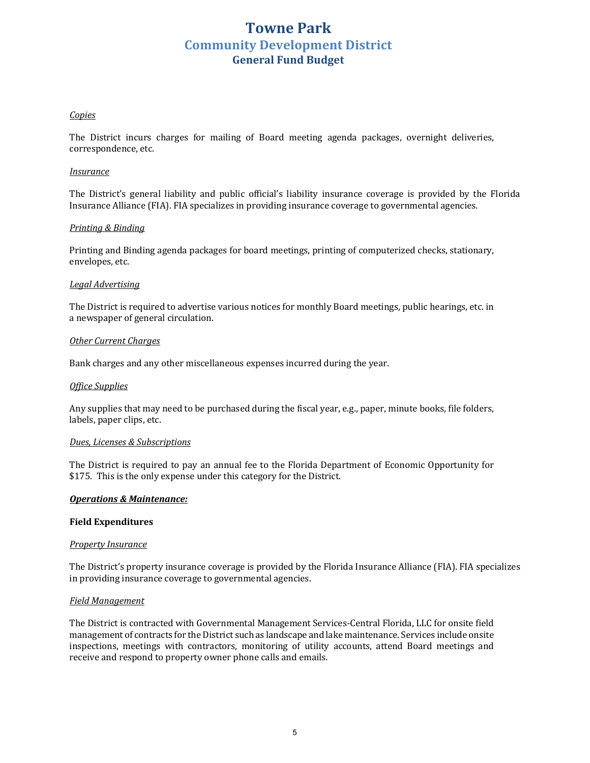# Towne Park

## Community Development District

### General Fund Budget

*Copies*

The District incurs charges for mailing of Board meeting agenda packages, overnight deliveries, correspondence, etc.

*Insurance*

The District's general liability and public official's liability insurance coverage is provided by the Florida Insurance Alliance (FIA). FIA specializes in providing insurance coverage to governmental agencies.

*Printing & Binding*

Printing and Binding agenda packages for board meetings, printing of computerized checks, stationary, envelopes, etc.

*Legal Advertising*

The District is required to advertise various notices for monthly Board meetings, public hearings, etc. in a newspaper of general circulation.

*Other Current Charges*

Bank charges and any other miscellaneous expenses incurred during the year.

*Office Supplies*

Any supplies that may need to be purchased during the fiscal year, e.g., paper, minute books, file folders, labels, paper clips, etc.

*Dues, Licenses & Subscriptions*

The District is required to pay an annual fee to the Florida Department of Economic Opportunity for $175. This is the only expense under this category for the District.

***Operations & Maintenance:***

**Field Expenditures**

*Property Insurance*

The District's property insurance coverage is provided by the Florida Insurance Alliance (FIA). FIA specializes in providing insurance coverage to governmental agencies.

*Field Management*

The District is contracted with Governmental Management Services-Central Florida, LLC for onsite field management of contracts for the District such as landscape and lake maintenance. Services include onsite inspections, meetings with contractors, monitoring of utility accounts, attend Board meetings and receive and respond to property owner phone calls and emails.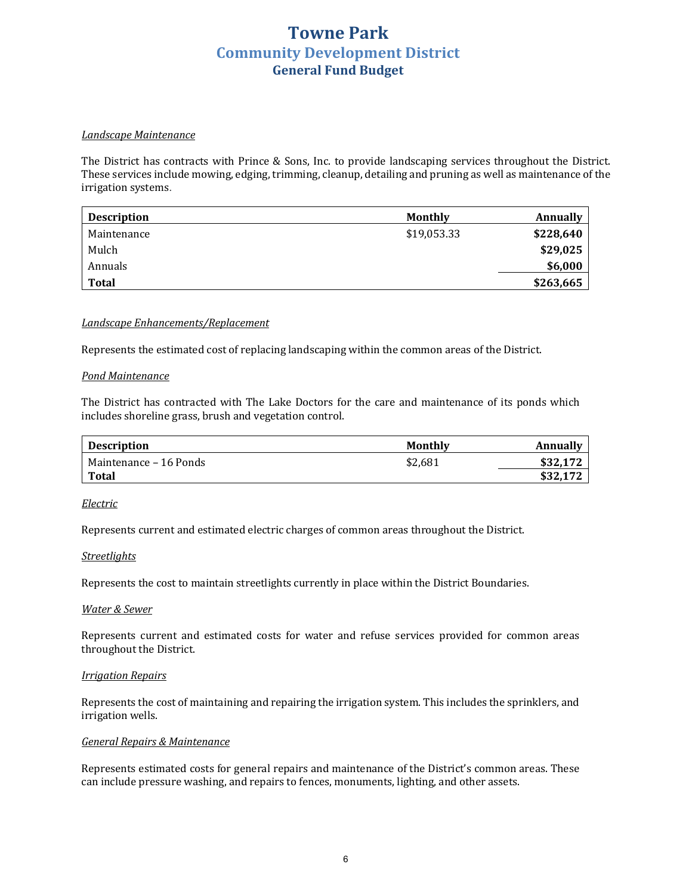# Towne Park
## Community Development District
### General Fund Budget

*Landscape Maintenance*

The District has contracts with Prince & Sons, Inc. to provide landscaping services throughout the District. These services include mowing, edging, trimming, cleanup, detailing and pruning as well as maintenance of the irrigation systems.

| Description | Monthly | Annually |
|---|---|---|
| Maintenance | $19,053.33 | **$228,640** |
| Mulch | | **$29,025** |
| Annuals | | **$6,000** |
| **Total** | | **$263,665** |

*Landscape Enhancements/Replacement*

Represents the estimated cost of replacing landscaping within the common areas of the District.

*Pond Maintenance*

The District has contracted with The Lake Doctors for the care and maintenance of its ponds which includes shoreline grass, brush and vegetation control.

| Description | Monthly | Annually |
|---|---|---|
| Maintenance – 16 Ponds | $2,681 | **$32,172** |
| **Total** | | **$32,172** |

*Electric*

Represents current and estimated electric charges of common areas throughout the District.

*Streetlights*

Represents the cost to maintain streetlights currently in place within the District Boundaries.

*Water & Sewer*

Represents current and estimated costs for water and refuse services provided for common areas throughout the District.

*Irrigation Repairs*

Represents the cost of maintaining and repairing the irrigation system. This includes the sprinklers, and irrigation wells.

*General Repairs & Maintenance*

Represents estimated costs for general repairs and maintenance of the District's common areas. These can include pressure washing, and repairs to fences, monuments, lighting, and other assets.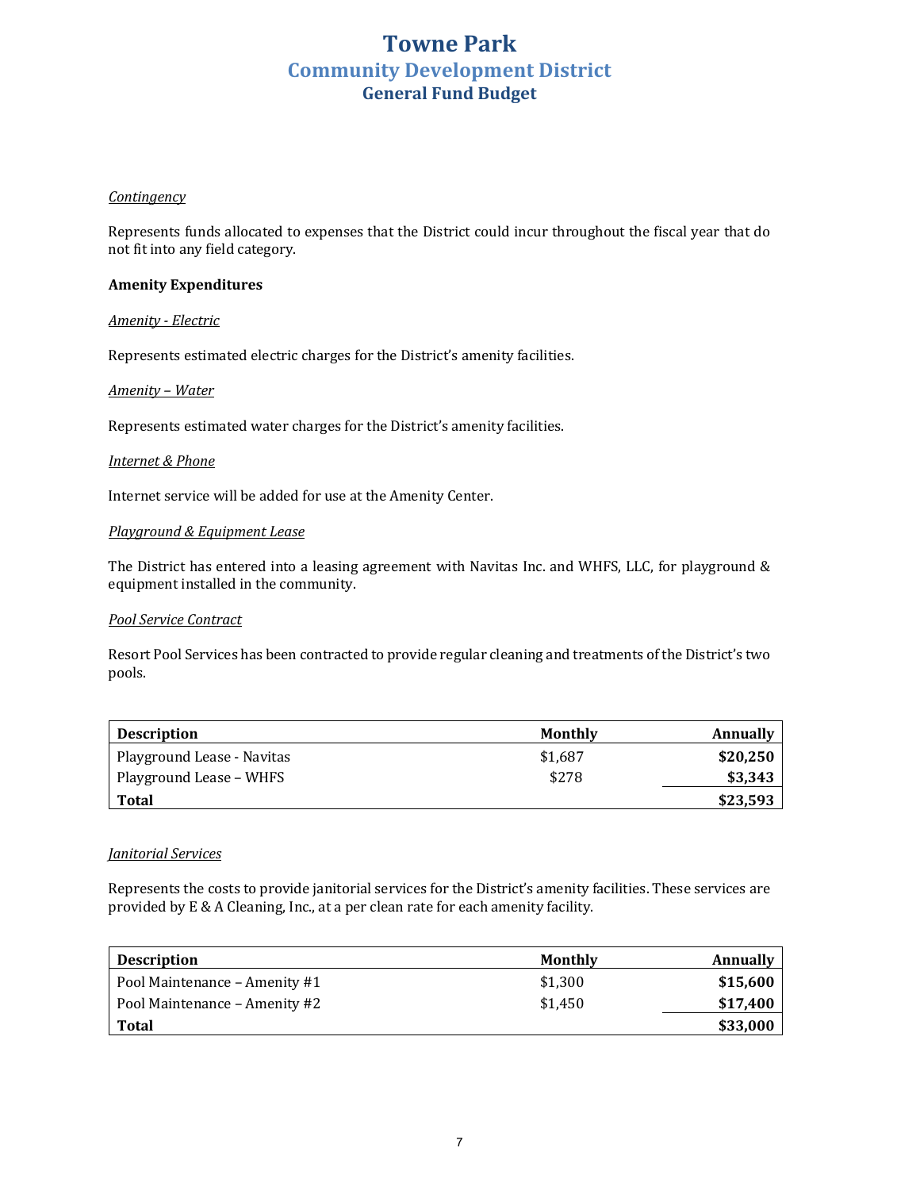# Towne Park
## Community Development District
### General Fund Budget

*Contingency*

Represents funds allocated to expenses that the District could incur throughout the fiscal year that do not fit into any field category.

**Amenity Expenditures**

*Amenity - Electric*

Represents estimated electric charges for the District's amenity facilities.

*Amenity – Water*

Represents estimated water charges for the District's amenity facilities.

*Internet & Phone*

Internet service will be added for use at the Amenity Center.

*Playground & Equipment Lease*

The District has entered into a leasing agreement with Navitas Inc. and WHFS, LLC, for playground & equipment installed in the community.

*Pool Service Contract*

Resort Pool Services has been contracted to provide regular cleaning and treatments of the District's two pools.

| Description | Monthly | Annually |
|---|---|---|
| Playground Lease - Navitas | $1,687 | **$20,250** |
| Playground Lease – WHFS | $278 | **$3,343** |
| **Total** | | **$23,593** |

*Janitorial Services*

Represents the costs to provide janitorial services for the District's amenity facilities. These services are provided by E & A Cleaning, Inc., at a per clean rate for each amenity facility.

| Description | Monthly | Annually |
|---|---|---|
| Pool Maintenance – Amenity #1 | $1,300 | **$15,600** |
| Pool Maintenance – Amenity #2 | $1,450 | **$17,400** |
| **Total** | | **$33,000** |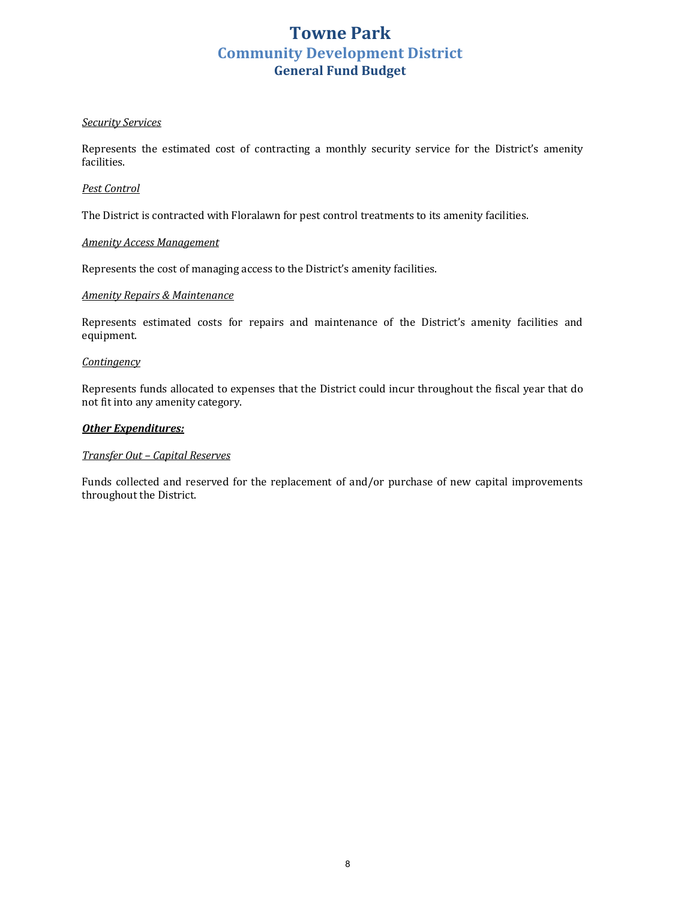# Towne Park
## Community Development District
### General Fund Budget

*Security Services*

Represents the estimated cost of contracting a monthly security service for the District's amenity facilities.

*Pest Control*

The District is contracted with Floralawn for pest control treatments to its amenity facilities.

*Amenity Access Management*

Represents the cost of managing access to the District's amenity facilities.

*Amenity Repairs & Maintenance*

Represents estimated costs for repairs and maintenance of the District's amenity facilities and equipment.

*Contingency*

Represents funds allocated to expenses that the District could incur throughout the fiscal year that do not fit into any amenity category.

***Other Expenditures:***

*Transfer Out – Capital Reserves*

Funds collected and reserved for the replacement of and/or purchase of new capital improvements throughout the District.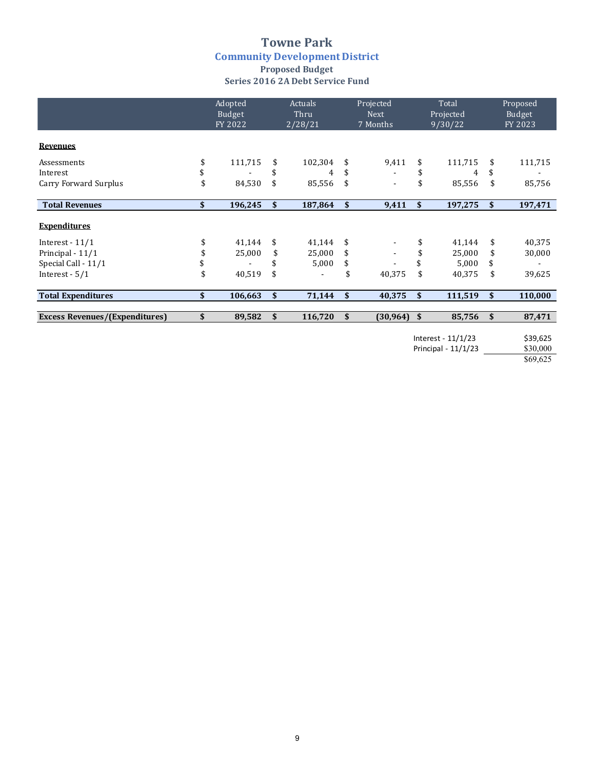# Towne Park

## Community Development District

### Proposed Budget

### Series 2016 2A Debt Service Fund

| | Adopted Budget FY 2022 | Actuals Thru 2/28/21 | Projected Next 7 Months | Total Projected 9/30/22 | Proposed Budget FY 2023 |
|---|---|---|---|---|---|
| **Revenues** | | | | | |
| Assessments | $ 111,715 | $ 102,304 | $ 9,411 | $ 111,715 | $ 111,715 |
| Interest | $ - | $ 4 | $ - | $ 4 | $ - |
| Carry Forward Surplus | $ 84,530 | $ 85,556 | $ - | $ 85,556 | $ 85,756 |
| **Total Revenues** | **$ 196,245** | **$ 187,864** | **$ 9,411** | **$ 197,275** | **$ 197,471** |
| **Expenditures** | | | | | |
| Interest - 11/1 | $ 41,144 | $ 41,144 | $ - | $ 41,144 | $ 40,375 |
| Principal - 11/1 | $ 25,000 | $ 25,000 | $ - | $ 25,000 | $ 30,000 |
| Special Call - 11/1 | $ - | $ 5,000 | $ - | $ 5,000 | $ - |
| Interest - 5/1 | $ 40,519 | $ - | $ 40,375 | $ 40,375 | $ 39,625 |
| **Total Expenditures** | **$ 106,663** | **$ 71,144** | **$ 40,375** | **$ 111,519** | **$ 110,000** |
| **Excess Revenues/(Expenditures)** | **$ 89,582** | **$ 116,720** | **$ (30,964)** | **$ 85,756** | **$ 87,471** |

| | |
|---|---|
| Interest - 11/1/23 | $39,625 |
| Principal - 11/1/23 | $30,000 |
| | $69,625 |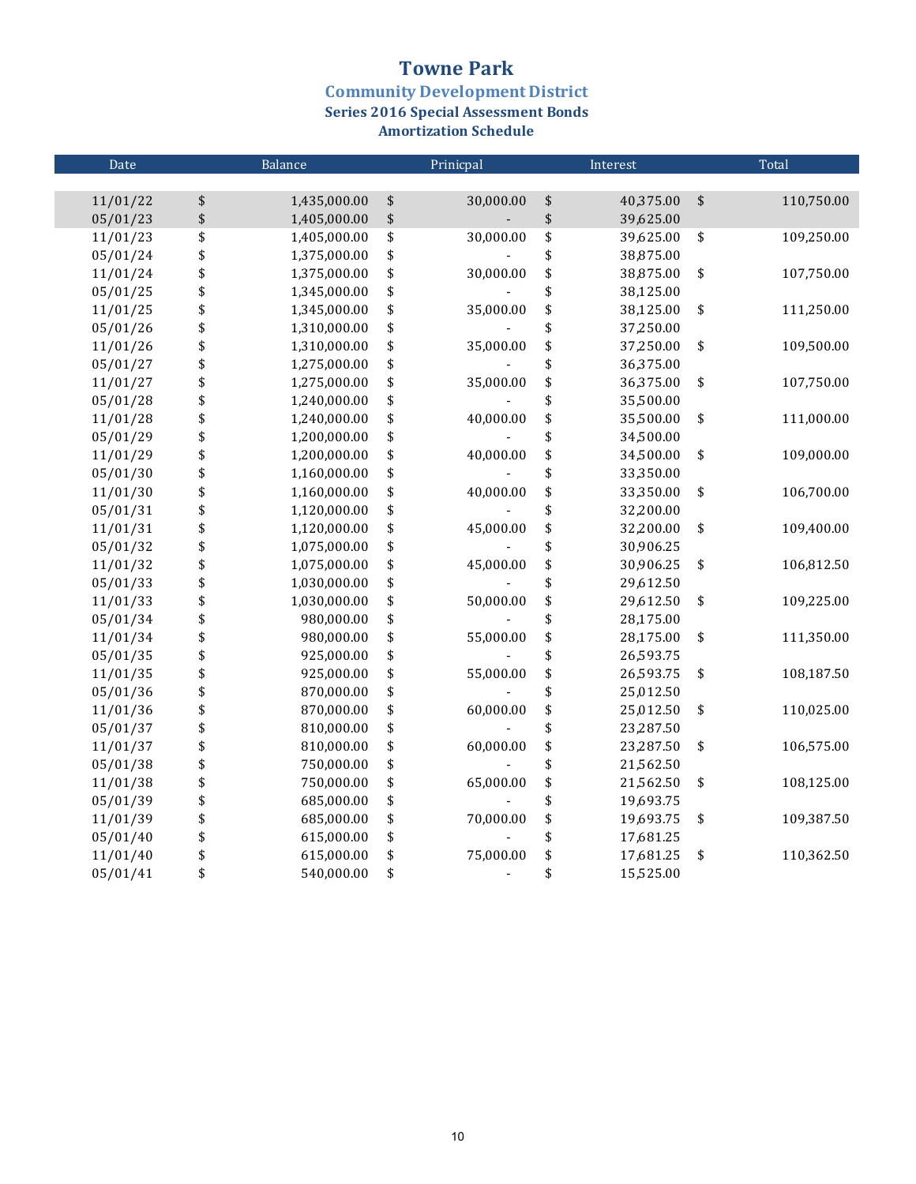# Towne Park

## Community Development District

### Series 2016 Special Assessment Bonds

### Amortization Schedule

| Date | Balance | Prinicpal | Interest | Total |
|---|---|---|---|---|
| 11/01/22 | $ 1,435,000.00 | $ 30,000.00 | $ 40,375.00 | $ 110,750.00 |
| 05/01/23 | $ 1,405,000.00 | $ - | $ 39,625.00 | |
| 11/01/23 | $ 1,405,000.00 | $ 30,000.00 | $ 39,625.00 | $ 109,250.00 |
| 05/01/24 | $ 1,375,000.00 | $ - | $ 38,875.00 | |
| 11/01/24 | $ 1,375,000.00 | $ 30,000.00 | $ 38,875.00 | $ 107,750.00 |
| 05/01/25 | $ 1,345,000.00 | $ - | $ 38,125.00 | |
| 11/01/25 | $ 1,345,000.00 | $ 35,000.00 | $ 38,125.00 | $ 111,250.00 |
| 05/01/26 | $ 1,310,000.00 | $ - | $ 37,250.00 | |
| 11/01/26 | $ 1,310,000.00 | $ 35,000.00 | $ 37,250.00 | $ 109,500.00 |
| 05/01/27 | $ 1,275,000.00 | $ - | $ 36,375.00 | |
| 11/01/27 | $ 1,275,000.00 | $ 35,000.00 | $ 36,375.00 | $ 107,750.00 |
| 05/01/28 | $ 1,240,000.00 | $ - | $ 35,500.00 | |
| 11/01/28 | $ 1,240,000.00 | $ 40,000.00 | $ 35,500.00 | $ 111,000.00 |
| 05/01/29 | $ 1,200,000.00 | $ - | $ 34,500.00 | |
| 11/01/29 | $ 1,200,000.00 | $ 40,000.00 | $ 34,500.00 | $ 109,000.00 |
| 05/01/30 | $ 1,160,000.00 | $ - | $ 33,350.00 | |
| 11/01/30 | $ 1,160,000.00 | $ 40,000.00 | $ 33,350.00 | $ 106,700.00 |
| 05/01/31 | $ 1,120,000.00 | $ - | $ 32,200.00 | |
| 11/01/31 | $ 1,120,000.00 | $ 45,000.00 | $ 32,200.00 | $ 109,400.00 |
| 05/01/32 | $ 1,075,000.00 | $ - | $ 30,906.25 | |
| 11/01/32 | $ 1,075,000.00 | $ 45,000.00 | $ 30,906.25 | $ 106,812.50 |
| 05/01/33 | $ 1,030,000.00 | $ - | $ 29,612.50 | |
| 11/01/33 | $ 1,030,000.00 | $ 50,000.00 | $ 29,612.50 | $ 109,225.00 |
| 05/01/34 | $ 980,000.00 | $ - | $ 28,175.00 | |
| 11/01/34 | $ 980,000.00 | $ 55,000.00 | $ 28,175.00 | $ 111,350.00 |
| 05/01/35 | $ 925,000.00 | $ - | $ 26,593.75 | |
| 11/01/35 | $ 925,000.00 | $ 55,000.00 | $ 26,593.75 | $ 108,187.50 |
| 05/01/36 | $ 870,000.00 | $ - | $ 25,012.50 | |
| 11/01/36 | $ 870,000.00 | $ 60,000.00 | $ 25,012.50 | $ 110,025.00 |
| 05/01/37 | $ 810,000.00 | $ - | $ 23,287.50 | |
| 11/01/37 | $ 810,000.00 | $ 60,000.00 | $ 23,287.50 | $ 106,575.00 |
| 05/01/38 | $ 750,000.00 | $ - | $ 21,562.50 | |
| 11/01/38 | $ 750,000.00 | $ 65,000.00 | $ 21,562.50 | $ 108,125.00 |
| 05/01/39 | $ 685,000.00 | $ - | $ 19,693.75 | |
| 11/01/39 | $ 685,000.00 | $ 70,000.00 | $ 19,693.75 | $ 109,387.50 |
| 05/01/40 | $ 615,000.00 | $ - | $ 17,681.25 | |
| 11/01/40 | $ 615,000.00 | $ 75,000.00 | $ 17,681.25 | $ 110,362.50 |
| 05/01/41 | $ 540,000.00 | $ - | $ 15,525.00 | |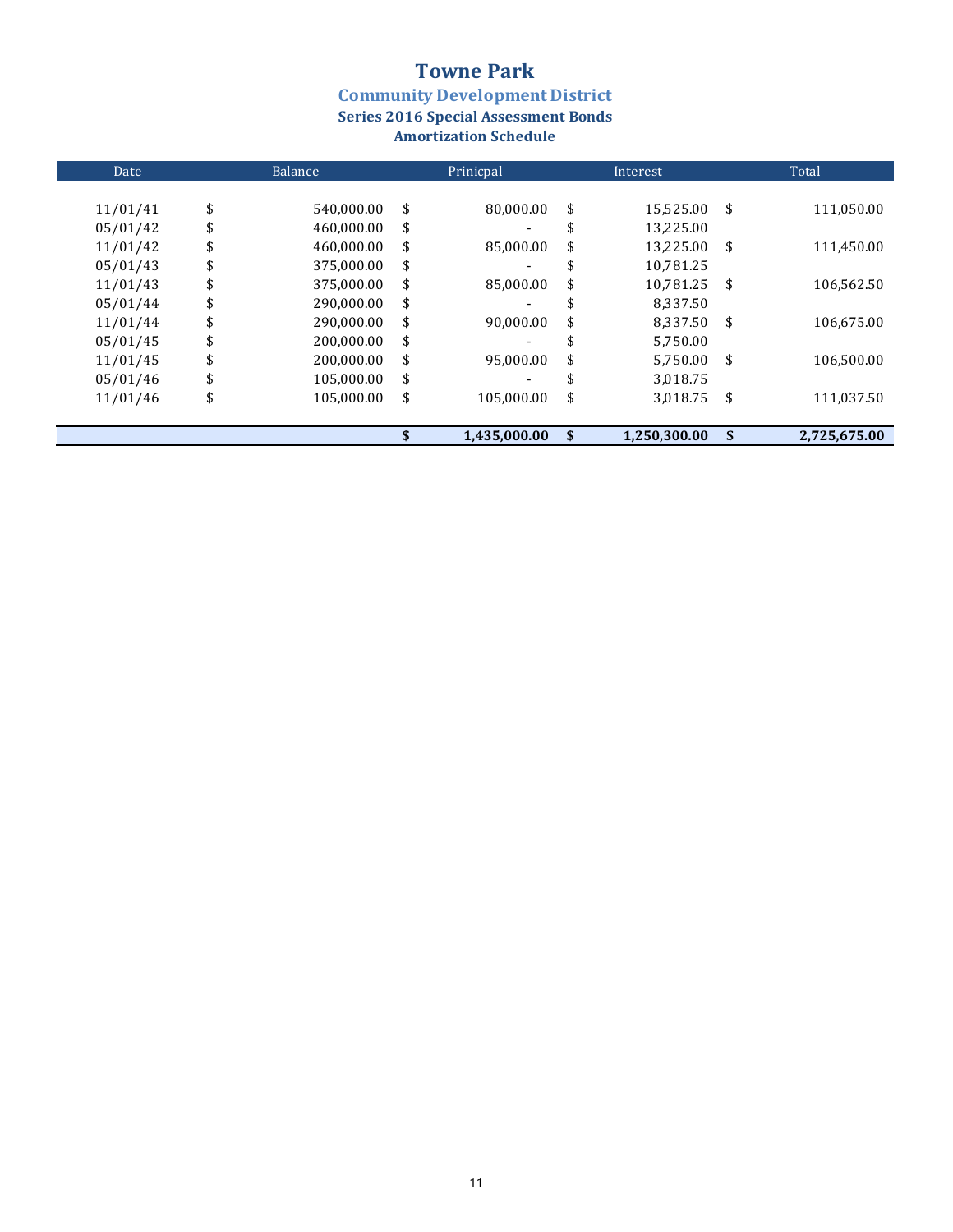# Towne Park

## Community Development District

### Series 2016 Special Assessment Bonds
### Amortization Schedule

| Date | Balance | Prinicpal | Interest | Total |
|---|---|---|---|---|
| 11/01/41 | $ 540,000.00 | $ 80,000.00 | $ 15,525.00 | $ 111,050.00 |
| 05/01/42 | $ 460,000.00 | $ - | $ 13,225.00 | |
| 11/01/42 | $ 460,000.00 | $ 85,000.00 | $ 13,225.00 | $ 111,450.00 |
| 05/01/43 | $ 375,000.00 | $ - | $ 10,781.25 | |
| 11/01/43 | $ 375,000.00 | $ 85,000.00 | $ 10,781.25 | $ 106,562.50 |
| 05/01/44 | $ 290,000.00 | $ - | $ 8,337.50 | |
| 11/01/44 | $ 290,000.00 | $ 90,000.00 | $ 8,337.50 | $ 106,675.00 |
| 05/01/45 | $ 200,000.00 | $ - | $ 5,750.00 | |
| 11/01/45 | $ 200,000.00 | $ 95,000.00 | $ 5,750.00 | $ 106,500.00 |
| 05/01/46 | $ 105,000.00 | $ - | $ 3,018.75 | |
| 11/01/46 | $ 105,000.00 | $ 105,000.00 | $ 3,018.75 | $ 111,037.50 |
| | | **$ 1,435,000.00** | **$ 1,250,300.00** | **$ 2,725,675.00** |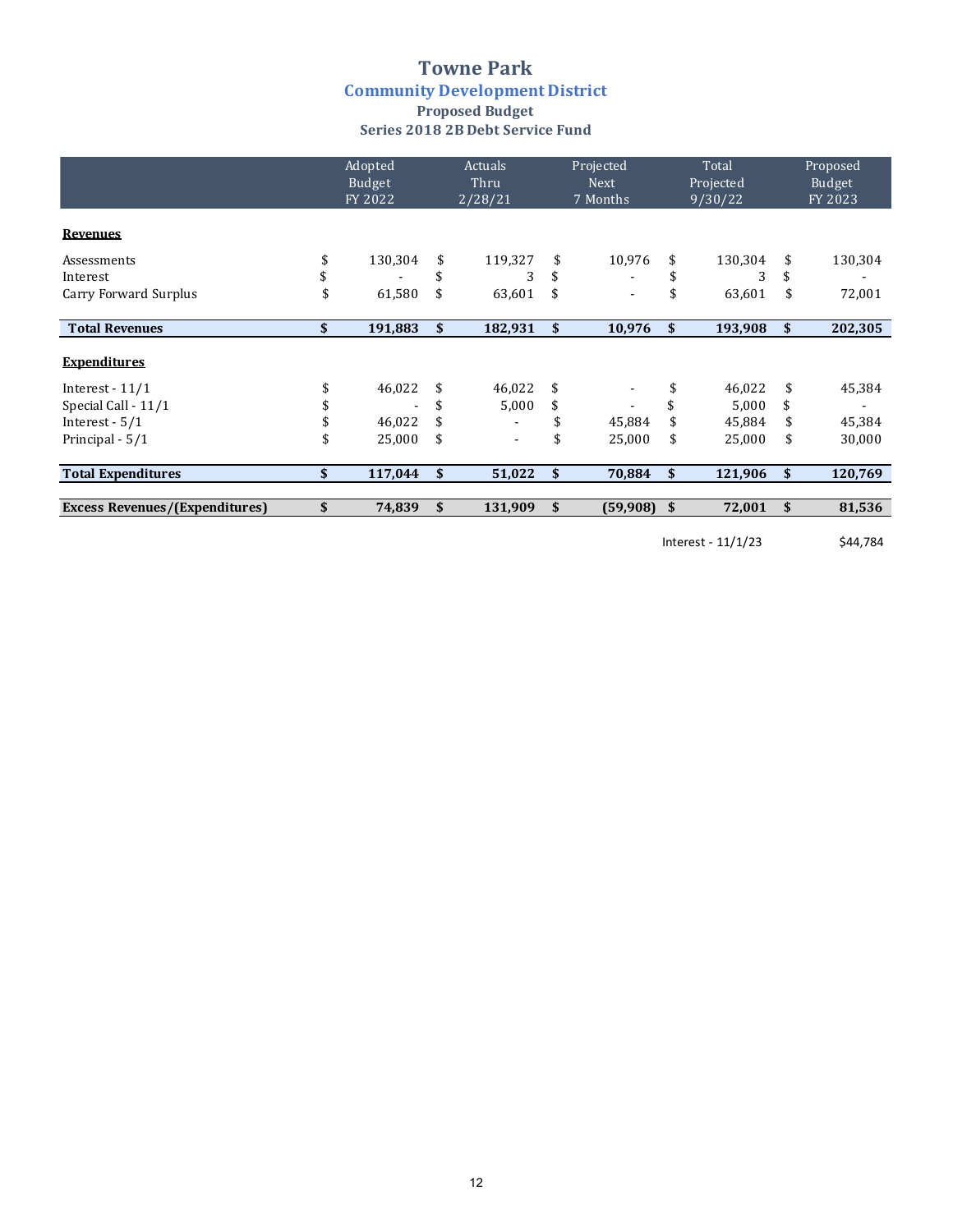# Towne Park

## Community Development District

### Proposed Budget

### Series 2018 2B Debt Service Fund

| | Adopted Budget FY 2022 | Actuals Thru 2/28/21 | Projected Next 7 Months | Total Projected 9/30/22 | Proposed Budget FY 2023 |
|---|---|---|---|---|---|
| **Revenues** | | | | | |
| Assessments | $ 130,304 | $ 119,327 | $ 10,976 | $ 130,304 | $ 130,304 |
| Interest | $ - | $ 3 | $ - | $ 3 | $ - |
| Carry Forward Surplus | $ 61,580 | $ 63,601 | $ - | $ 63,601 | $ 72,001 |
| **Total Revenues** | **$ 191,883** | **$ 182,931** | **$ 10,976** | **$ 193,908** | **$ 202,305** |
| **Expenditures** | | | | | |
| Interest - 11/1 | $ 46,022 | $ 46,022 | $ - | $ 46,022 | $ 45,384 |
| Special Call - 11/1 | $ - | $ 5,000 | $ - | $ 5,000 | $ - |
| Interest - 5/1 | $ 46,022 | $ - | $ 45,884 | $ 45,884 | $ 45,384 |
| Principal - 5/1 | $ 25,000 | $ - | $ 25,000 | $ 25,000 | $ 30,000 |
| **Total Expenditures** | **$ 117,044** | **$ 51,022** | **$ 70,884** | **$ 121,906** | **$ 120,769** |
| **Excess Revenues/(Expenditures)** | **$ 74,839** | **$ 131,909** | **$ (59,908)** | **$ 72,001** | **$ 81,536** |

Interest - 11/1/23 $44,784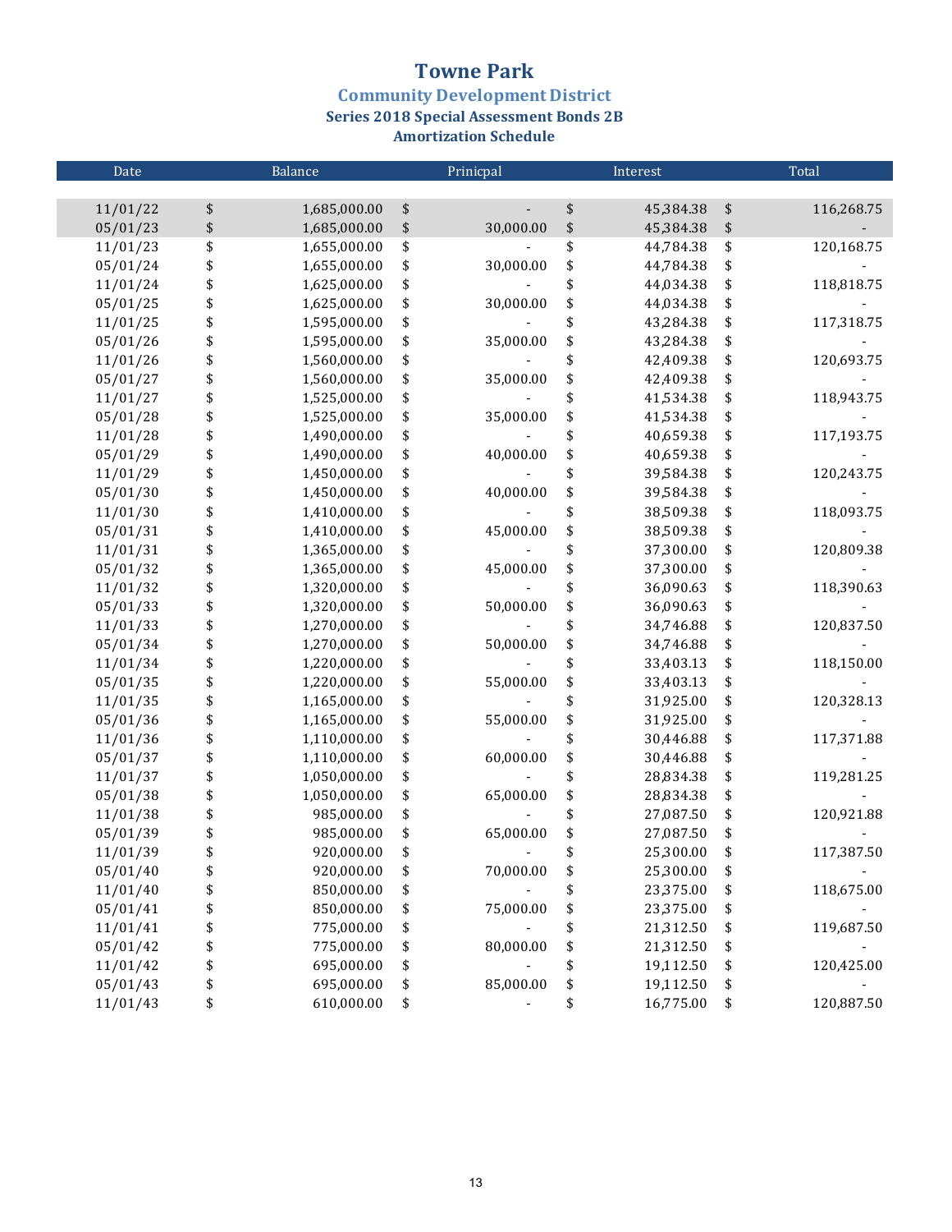# Towne Park

## Community Development District

### Series 2018 Special Assessment Bonds 2B

### Amortization Schedule

| Date | Balance | Prinicpal | Interest | Total |
|---|---|---|---|---|
| 11/01/22 | $ 1,685,000.00 | $ - | $ 45,384.38 | $ 116,268.75 |
| 05/01/23 | $ 1,685,000.00 | $ 30,000.00 | $ 45,384.38 | $ - |
| 11/01/23 | $ 1,655,000.00 | $ - | $ 44,784.38 | $ 120,168.75 |
| 05/01/24 | $ 1,655,000.00 | $ 30,000.00 | $ 44,784.38 | $ - |
| 11/01/24 | $ 1,625,000.00 | $ - | $ 44,034.38 | $ 118,818.75 |
| 05/01/25 | $ 1,625,000.00 | $ 30,000.00 | $ 44,034.38 | $ - |
| 11/01/25 | $ 1,595,000.00 | $ - | $ 43,284.38 | $ 117,318.75 |
| 05/01/26 | $ 1,595,000.00 | $ 35,000.00 | $ 43,284.38 | $ - |
| 11/01/26 | $ 1,560,000.00 | $ - | $ 42,409.38 | $ 120,693.75 |
| 05/01/27 | $ 1,560,000.00 | $ 35,000.00 | $ 42,409.38 | $ - |
| 11/01/27 | $ 1,525,000.00 | $ - | $ 41,534.38 | $ 118,943.75 |
| 05/01/28 | $ 1,525,000.00 | $ 35,000.00 | $ 41,534.38 | $ - |
| 11/01/28 | $ 1,490,000.00 | $ - | $ 40,659.38 | $ 117,193.75 |
| 05/01/29 | $ 1,490,000.00 | $ 40,000.00 | $ 40,659.38 | $ - |
| 11/01/29 | $ 1,450,000.00 | $ - | $ 39,584.38 | $ 120,243.75 |
| 05/01/30 | $ 1,450,000.00 | $ 40,000.00 | $ 39,584.38 | $ - |
| 11/01/30 | $ 1,410,000.00 | $ - | $ 38,509.38 | $ 118,093.75 |
| 05/01/31 | $ 1,410,000.00 | $ 45,000.00 | $ 38,509.38 | $ - |
| 11/01/31 | $ 1,365,000.00 | $ - | $ 37,300.00 | $ 120,809.38 |
| 05/01/32 | $ 1,365,000.00 | $ 45,000.00 | $ 37,300.00 | $ - |
| 11/01/32 | $ 1,320,000.00 | $ - | $ 36,090.63 | $ 118,390.63 |
| 05/01/33 | $ 1,320,000.00 | $ 50,000.00 | $ 36,090.63 | $ - |
| 11/01/33 | $ 1,270,000.00 | $ - | $ 34,746.88 | $ 120,837.50 |
| 05/01/34 | $ 1,270,000.00 | $ 50,000.00 | $ 34,746.88 | $ - |
| 11/01/34 | $ 1,220,000.00 | $ - | $ 33,403.13 | $ 118,150.00 |
| 05/01/35 | $ 1,220,000.00 | $ 55,000.00 | $ 33,403.13 | $ - |
| 11/01/35 | $ 1,165,000.00 | $ - | $ 31,925.00 | $ 120,328.13 |
| 05/01/36 | $ 1,165,000.00 | $ 55,000.00 | $ 31,925.00 | $ - |
| 11/01/36 | $ 1,110,000.00 | $ - | $ 30,446.88 | $ 117,371.88 |
| 05/01/37 | $ 1,110,000.00 | $ 60,000.00 | $ 30,446.88 | $ - |
| 11/01/37 | $ 1,050,000.00 | $ - | $ 28,834.38 | $ 119,281.25 |
| 05/01/38 | $ 1,050,000.00 | $ 65,000.00 | $ 28,834.38 | $ - |
| 11/01/38 | $ 985,000.00 | $ - | $ 27,087.50 | $ 120,921.88 |
| 05/01/39 | $ 985,000.00 | $ 65,000.00 | $ 27,087.50 | $ - |
| 11/01/39 | $ 920,000.00 | $ - | $ 25,300.00 | $ 117,387.50 |
| 05/01/40 | $ 920,000.00 | $ 70,000.00 | $ 25,300.00 | $ - |
| 11/01/40 | $ 850,000.00 | $ - | $ 23,375.00 | $ 118,675.00 |
| 05/01/41 | $ 850,000.00 | $ 75,000.00 | $ 23,375.00 | $ - |
| 11/01/41 | $ 775,000.00 | $ - | $ 21,312.50 | $ 119,687.50 |
| 05/01/42 | $ 775,000.00 | $ 80,000.00 | $ 21,312.50 | $ - |
| 11/01/42 | $ 695,000.00 | $ - | $ 19,112.50 | $ 120,425.00 |
| 05/01/43 | $ 695,000.00 | $ 85,000.00 | $ 19,112.50 | $ - |
| 11/01/43 | $ 610,000.00 | $ - | $ 16,775.00 | $ 120,887.50 |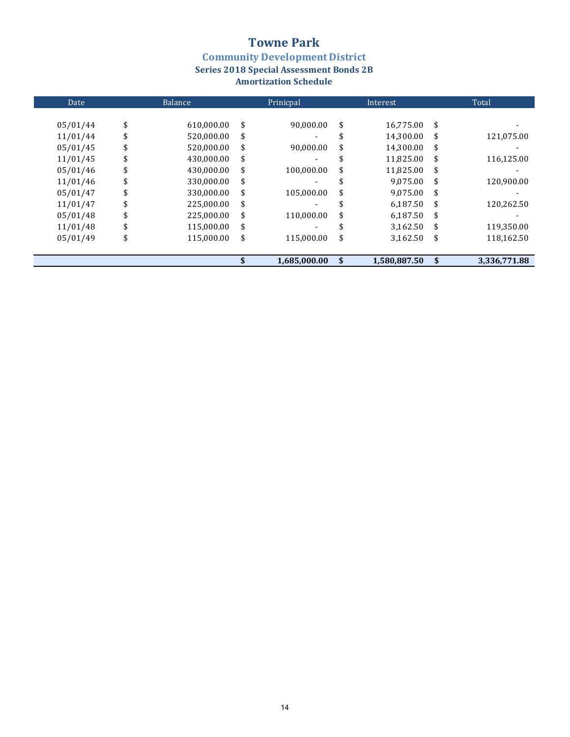# Towne Park

## Community Development District

### Series 2018 Special Assessment Bonds 2B

### Amortization Schedule

| Date | Balance | Prinicpal | Interest | Total |
|---|---|---|---|---|
| 05/01/44 | $ 610,000.00 | $ 90,000.00 | $ 16,775.00 | $ - |
| 11/01/44 | $ 520,000.00 | $ - | $ 14,300.00 | $ 121,075.00 |
| 05/01/45 | $ 520,000.00 | $ 90,000.00 | $ 14,300.00 | $ - |
| 11/01/45 | $ 430,000.00 | $ - | $ 11,825.00 | $ 116,125.00 |
| 05/01/46 | $ 430,000.00 | $ 100,000.00 | $ 11,825.00 | $ - |
| 11/01/46 | $ 330,000.00 | $ - | $ 9,075.00 | $ 120,900.00 |
| 05/01/47 | $ 330,000.00 | $ 105,000.00 | $ 9,075.00 | $ - |
| 11/01/47 | $ 225,000.00 | $ - | $ 6,187.50 | $ 120,262.50 |
| 05/01/48 | $ 225,000.00 | $ 110,000.00 | $ 6,187.50 | $ - |
| 11/01/48 | $ 115,000.00 | $ - | $ 3,162.50 | $ 119,350.00 |
| 05/01/49 | $ 115,000.00 | $ 115,000.00 | $ 3,162.50 | $ 118,162.50 |
| | | **$ 1,685,000.00** | **$ 1,580,887.50** | **$ 3,336,771.88** |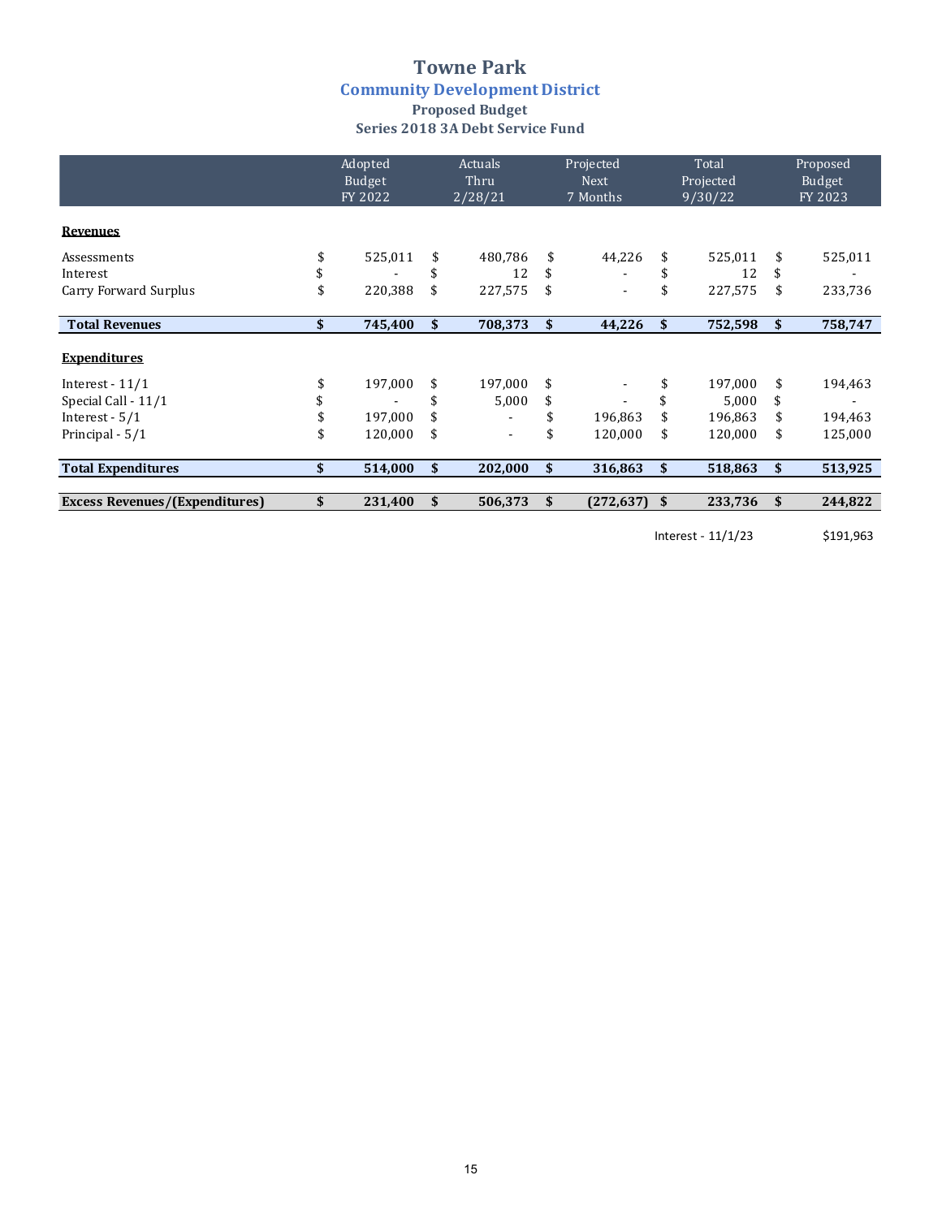# Towne Park

## Community Development District

### Proposed Budget

### Series 2018 3A Debt Service Fund

| | Adopted Budget FY 2022 | Actuals Thru 2/28/21 | Projected Next 7 Months | Total Projected 9/30/22 | Proposed Budget FY 2023 |
|---|---|---|---|---|---|
| **Revenues** | | | | | |
| Assessments | $ 525,011 | $ 480,786 | $ 44,226 | $ 525,011 | $ 525,011 |
| Interest | $ - | $ 12 | $ - | $ 12 | $ - |
| Carry Forward Surplus | $ 220,388 | $ 227,575 | $ - | $ 227,575 | $ 233,736 |
| **Total Revenues** | **$ 745,400** | **$ 708,373** | **$ 44,226** | **$ 752,598** | **$ 758,747** |
| **Expenditures** | | | | | |
| Interest - 11/1 | $ 197,000 | $ 197,000 | $ - | $ 197,000 | $ 194,463 |
| Special Call - 11/1 | $ - | $ 5,000 | $ - | $ 5,000 | $ - |
| Interest - 5/1 | $ 197,000 | $ - | $ 196,863 | $ 196,863 | $ 194,463 |
| Principal - 5/1 | $ 120,000 | $ - | $ 120,000 | $ 120,000 | $ 125,000 |
| **Total Expenditures** | **$ 514,000** | **$ 202,000** | **$ 316,863** | **$ 518,863** | **$ 513,925** |
| **Excess Revenues/(Expenditures)** | **$ 231,400** | **$ 506,373** | **$ (272,637)** | **$ 233,736** | **$ 244,822** |

Interest - 11/1/23 $191,963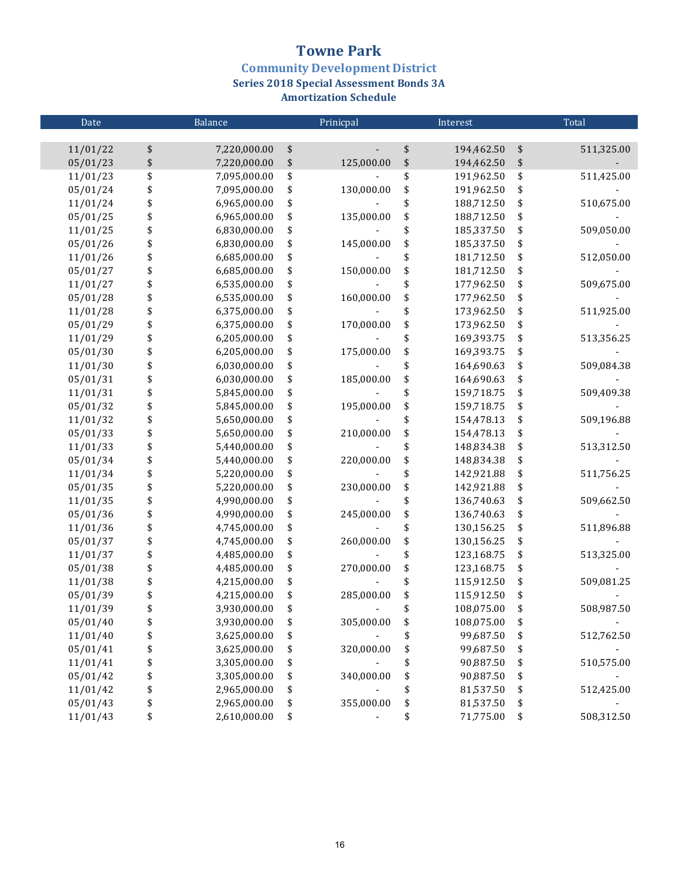# Towne Park

## Community Development District

### Series 2018 Special Assessment Bonds 3A

### Amortization Schedule

| Date | Balance | Prinicpal | Interest | Total |
|---|---|---|---|---|
| 11/01/22 | $ 7,220,000.00 | $ - | $ 194,462.50 | $ 511,325.00 |
| 05/01/23 | $ 7,220,000.00 | $ 125,000.00 | $ 194,462.50 | $ - |
| 11/01/23 | $ 7,095,000.00 | $ - | $ 191,962.50 | $ 511,425.00 |
| 05/01/24 | $ 7,095,000.00 | $ 130,000.00 | $ 191,962.50 | $ - |
| 11/01/24 | $ 6,965,000.00 | $ - | $ 188,712.50 | $ 510,675.00 |
| 05/01/25 | $ 6,965,000.00 | $ 135,000.00 | $ 188,712.50 | $ - |
| 11/01/25 | $ 6,830,000.00 | $ - | $ 185,337.50 | $ 509,050.00 |
| 05/01/26 | $ 6,830,000.00 | $ 145,000.00 | $ 185,337.50 | $ - |
| 11/01/26 | $ 6,685,000.00 | $ - | $ 181,712.50 | $ 512,050.00 |
| 05/01/27 | $ 6,685,000.00 | $ 150,000.00 | $ 181,712.50 | $ - |
| 11/01/27 | $ 6,535,000.00 | $ - | $ 177,962.50 | $ 509,675.00 |
| 05/01/28 | $ 6,535,000.00 | $ 160,000.00 | $ 177,962.50 | $ - |
| 11/01/28 | $ 6,375,000.00 | $ - | $ 173,962.50 | $ 511,925.00 |
| 05/01/29 | $ 6,375,000.00 | $ 170,000.00 | $ 173,962.50 | $ - |
| 11/01/29 | $ 6,205,000.00 | $ - | $ 169,393.75 | $ 513,356.25 |
| 05/01/30 | $ 6,205,000.00 | $ 175,000.00 | $ 169,393.75 | $ - |
| 11/01/30 | $ 6,030,000.00 | $ - | $ 164,690.63 | $ 509,084.38 |
| 05/01/31 | $ 6,030,000.00 | $ 185,000.00 | $ 164,690.63 | $ - |
| 11/01/31 | $ 5,845,000.00 | $ - | $ 159,718.75 | $ 509,409.38 |
| 05/01/32 | $ 5,845,000.00 | $ 195,000.00 | $ 159,718.75 | $ - |
| 11/01/32 | $ 5,650,000.00 | $ - | $ 154,478.13 | $ 509,196.88 |
| 05/01/33 | $ 5,650,000.00 | $ 210,000.00 | $ 154,478.13 | $ - |
| 11/01/33 | $ 5,440,000.00 | $ - | $ 148,834.38 | $ 513,312.50 |
| 05/01/34 | $ 5,440,000.00 | $ 220,000.00 | $ 148,834.38 | $ - |
| 11/01/34 | $ 5,220,000.00 | $ - | $ 142,921.88 | $ 511,756.25 |
| 05/01/35 | $ 5,220,000.00 | $ 230,000.00 | $ 142,921.88 | $ - |
| 11/01/35 | $ 4,990,000.00 | $ - | $ 136,740.63 | $ 509,662.50 |
| 05/01/36 | $ 4,990,000.00 | $ 245,000.00 | $ 136,740.63 | $ - |
| 11/01/36 | $ 4,745,000.00 | $ - | $ 130,156.25 | $ 511,896.88 |
| 05/01/37 | $ 4,745,000.00 | $ 260,000.00 | $ 130,156.25 | $ - |
| 11/01/37 | $ 4,485,000.00 | $ - | $ 123,168.75 | $ 513,325.00 |
| 05/01/38 | $ 4,485,000.00 | $ 270,000.00 | $ 123,168.75 | $ - |
| 11/01/38 | $ 4,215,000.00 | $ - | $ 115,912.50 | $ 509,081.25 |
| 05/01/39 | $ 4,215,000.00 | $ 285,000.00 | $ 115,912.50 | $ - |
| 11/01/39 | $ 3,930,000.00 | $ - | $ 108,075.00 | $ 508,987.50 |
| 05/01/40 | $ 3,930,000.00 | $ 305,000.00 | $ 108,075.00 | $ - |
| 11/01/40 | $ 3,625,000.00 | $ - | $ 99,687.50 | $ 512,762.50 |
| 05/01/41 | $ 3,625,000.00 | $ 320,000.00 | $ 99,687.50 | $ - |
| 11/01/41 | $ 3,305,000.00 | $ - | $ 90,887.50 | $ 510,575.00 |
| 05/01/42 | $ 3,305,000.00 | $ 340,000.00 | $ 90,887.50 | $ - |
| 11/01/42 | $ 2,965,000.00 | $ - | $ 81,537.50 | $ 512,425.00 |
| 05/01/43 | $ 2,965,000.00 | $ 355,000.00 | $ 81,537.50 | $ - |
| 11/01/43 | $ 2,610,000.00 | $ - | $ 71,775.00 | $ 508,312.50 |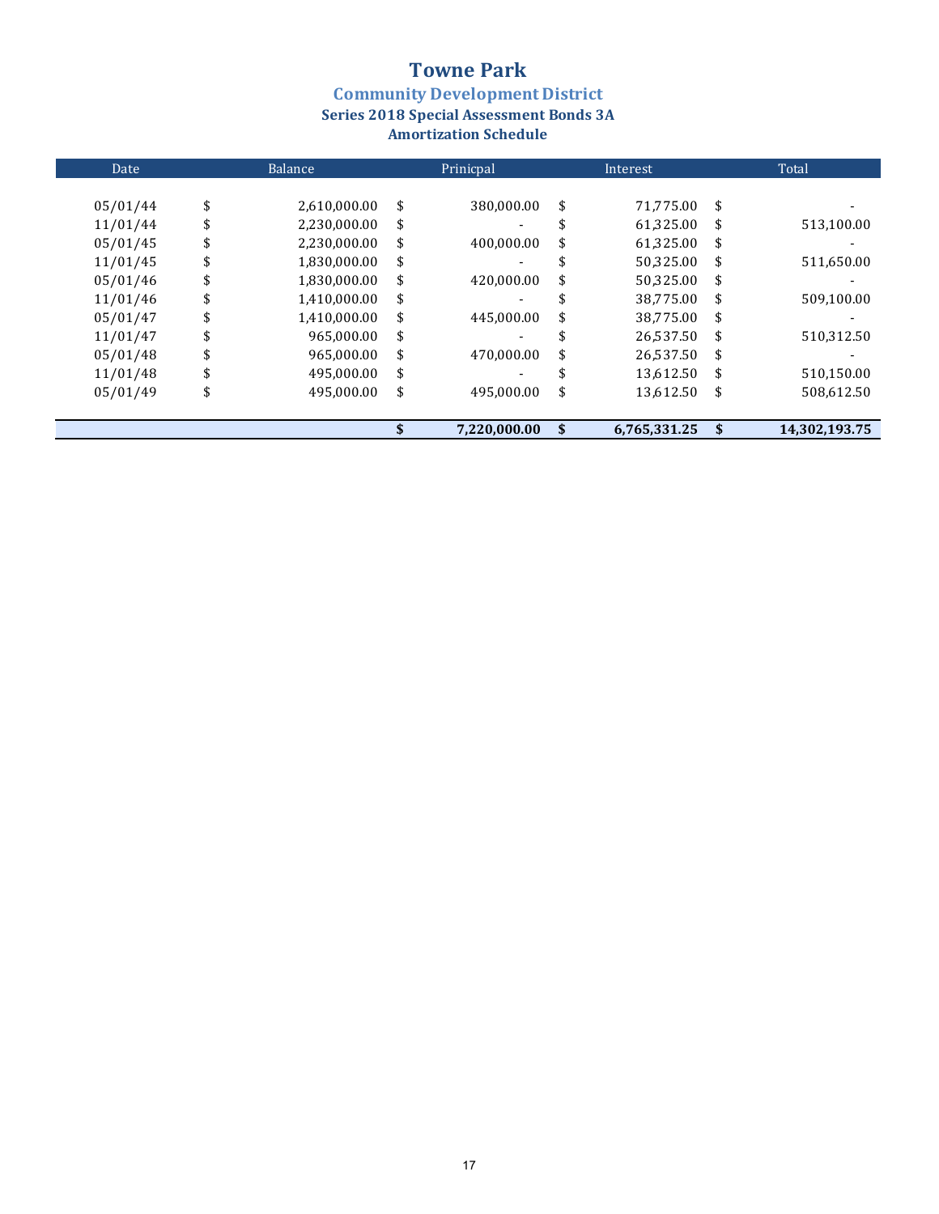# Towne Park

## Community Development District

### Series 2018 Special Assessment Bonds 3A

### Amortization Schedule

| Date | Balance | Prinicpal | Interest | Total |
|---|---|---|---|---|
| 05/01/44 | $ 2,610,000.00 | $ 380,000.00 | $ 71,775.00 | $ - |
| 11/01/44 | $ 2,230,000.00 | $ - | $ 61,325.00 | $ 513,100.00 |
| 05/01/45 | $ 2,230,000.00 | $ 400,000.00 | $ 61,325.00 | $ - |
| 11/01/45 | $ 1,830,000.00 | $ - | $ 50,325.00 | $ 511,650.00 |
| 05/01/46 | $ 1,830,000.00 | $ 420,000.00 | $ 50,325.00 | $ - |
| 11/01/46 | $ 1,410,000.00 | $ - | $ 38,775.00 | $ 509,100.00 |
| 05/01/47 | $ 1,410,000.00 | $ 445,000.00 | $ 38,775.00 | $ - |
| 11/01/47 | $ 965,000.00 | $ - | $ 26,537.50 | $ 510,312.50 |
| 05/01/48 | $ 965,000.00 | $ 470,000.00 | $ 26,537.50 | $ - |
| 11/01/48 | $ 495,000.00 | $ - | $ 13,612.50 | $ 510,150.00 |
| 05/01/49 | $ 495,000.00 | $ 495,000.00 | $ 13,612.50 | $ 508,612.50 |
| | | **$ 7,220,000.00** | **$ 6,765,331.25** | **$ 14,302,193.75** |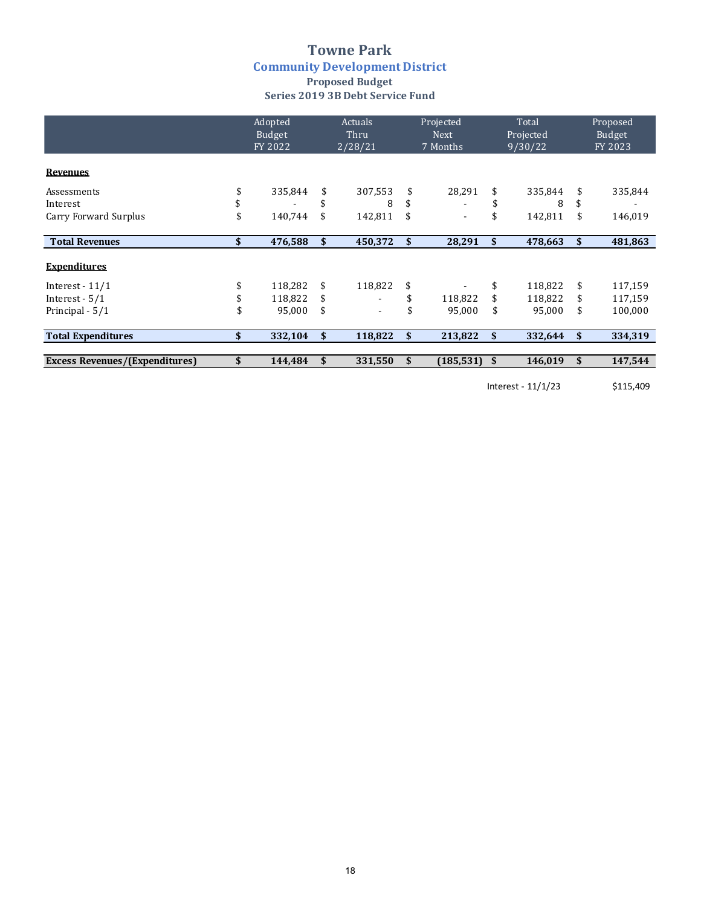# Towne Park

## Community Development District

### Proposed Budget

### Series 2019 3B Debt Service Fund

| | Adopted Budget FY 2022 | Actuals Thru 2/28/21 | Projected Next 7 Months | Total Projected 9/30/22 | Proposed Budget FY 2023 |
|---|---|---|---|---|---|
| **Revenues** | | | | | |
| Assessments | $ 335,844 | $ 307,553 | $ 28,291 | $ 335,844 | $ 335,844 |
| Interest | $ - | $ 8 | $ - | $ 8 | $ - |
| Carry Forward Surplus | $ 140,744 | $ 142,811 | $ - | $ 142,811 | $ 146,019 |
| **Total Revenues** | **$ 476,588** | **$ 450,372** | **$ 28,291** | **$ 478,663** | **$ 481,863** |
| **Expenditures** | | | | | |
| Interest - 11/1 | $ 118,282 | $ 118,822 | $ - | $ 118,822 | $ 117,159 |
| Interest - 5/1 | $ 118,822 | $ - | $ 118,822 | $ 118,822 | $ 117,159 |
| Principal - 5/1 | $ 95,000 | $ - | $ 95,000 | $ 95,000 | $ 100,000 |
| **Total Expenditures** | **$ 332,104** | **$ 118,822** | **$ 213,822** | **$ 332,644** | **$ 334,319** |
| **Excess Revenues/(Expenditures)** | **$ 144,484** | **$ 331,550** | **$ (185,531)** | **$ 146,019** | **$ 147,544** |

Interest - 11/1/23 $115,409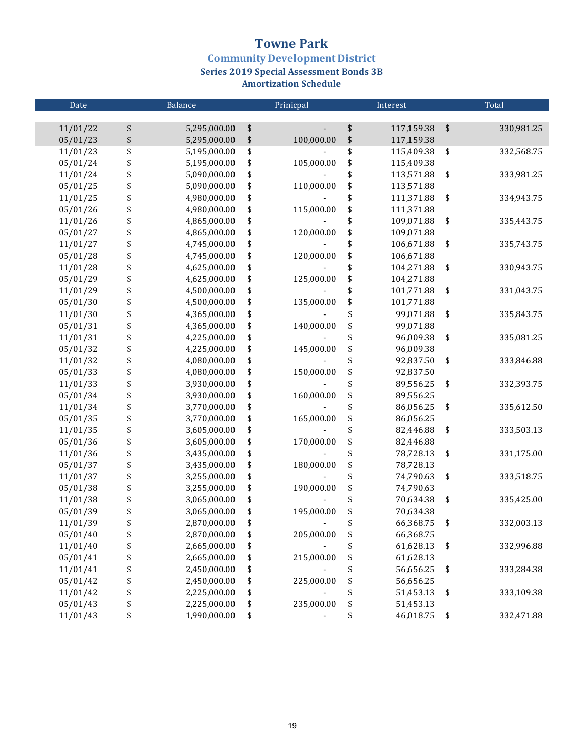# Towne Park

## Community Development District

### Series 2019 Special Assessment Bonds 3B

### Amortization Schedule

| Date | Balance | Prinicpal | Interest | Total |
|---|---|---|---|---|
| 11/01/22 | $ 5,295,000.00 | $ - | $ 117,159.38 | $ 330,981.25 |
| 05/01/23 | $ 5,295,000.00 | $ 100,000.00 | $ 117,159.38 | |
| 11/01/23 | $ 5,195,000.00 | $ - | $ 115,409.38 | $ 332,568.75 |
| 05/01/24 | $ 5,195,000.00 | $ 105,000.00 | $ 115,409.38 | |
| 11/01/24 | $ 5,090,000.00 | $ - | $ 113,571.88 | $ 333,981.25 |
| 05/01/25 | $ 5,090,000.00 | $ 110,000.00 | $ 113,571.88 | |
| 11/01/25 | $ 4,980,000.00 | $ - | $ 111,371.88 | $ 334,943.75 |
| 05/01/26 | $ 4,980,000.00 | $ 115,000.00 | $ 111,371.88 | |
| 11/01/26 | $ 4,865,000.00 | $ - | $ 109,071.88 | $ 335,443.75 |
| 05/01/27 | $ 4,865,000.00 | $ 120,000.00 | $ 109,071.88 | |
| 11/01/27 | $ 4,745,000.00 | $ - | $ 106,671.88 | $ 335,743.75 |
| 05/01/28 | $ 4,745,000.00 | $ 120,000.00 | $ 106,671.88 | |
| 11/01/28 | $ 4,625,000.00 | $ - | $ 104,271.88 | $ 330,943.75 |
| 05/01/29 | $ 4,625,000.00 | $ 125,000.00 | $ 104,271.88 | |
| 11/01/29 | $ 4,500,000.00 | $ - | $ 101,771.88 | $ 331,043.75 |
| 05/01/30 | $ 4,500,000.00 | $ 135,000.00 | $ 101,771.88 | |
| 11/01/30 | $ 4,365,000.00 | $ - | $ 99,071.88 | $ 335,843.75 |
| 05/01/31 | $ 4,365,000.00 | $ 140,000.00 | $ 99,071.88 | |
| 11/01/31 | $ 4,225,000.00 | $ - | $ 96,009.38 | $ 335,081.25 |
| 05/01/32 | $ 4,225,000.00 | $ 145,000.00 | $ 96,009.38 | |
| 11/01/32 | $ 4,080,000.00 | $ - | $ 92,837.50 | $ 333,846.88 |
| 05/01/33 | $ 4,080,000.00 | $ 150,000.00 | $ 92,837.50 | |
| 11/01/33 | $ 3,930,000.00 | $ - | $ 89,556.25 | $ 332,393.75 |
| 05/01/34 | $ 3,930,000.00 | $ 160,000.00 | $ 89,556.25 | |
| 11/01/34 | $ 3,770,000.00 | $ - | $ 86,056.25 | $ 335,612.50 |
| 05/01/35 | $ 3,770,000.00 | $ 165,000.00 | $ 86,056.25 | |
| 11/01/35 | $ 3,605,000.00 | $ - | $ 82,446.88 | $ 333,503.13 |
| 05/01/36 | $ 3,605,000.00 | $ 170,000.00 | $ 82,446.88 | |
| 11/01/36 | $ 3,435,000.00 | $ - | $ 78,728.13 | $ 331,175.00 |
| 05/01/37 | $ 3,435,000.00 | $ 180,000.00 | $ 78,728.13 | |
| 11/01/37 | $ 3,255,000.00 | $ - | $ 74,790.63 | $ 333,518.75 |
| 05/01/38 | $ 3,255,000.00 | $ 190,000.00 | $ 74,790.63 | |
| 11/01/38 | $ 3,065,000.00 | $ - | $ 70,634.38 | $ 335,425.00 |
| 05/01/39 | $ 3,065,000.00 | $ 195,000.00 | $ 70,634.38 | |
| 11/01/39 | $ 2,870,000.00 | $ - | $ 66,368.75 | $ 332,003.13 |
| 05/01/40 | $ 2,870,000.00 | $ 205,000.00 | $ 66,368.75 | |
| 11/01/40 | $ 2,665,000.00 | $ - | $ 61,628.13 | $ 332,996.88 |
| 05/01/41 | $ 2,665,000.00 | $ 215,000.00 | $ 61,628.13 | |
| 11/01/41 | $ 2,450,000.00 | $ - | $ 56,656.25 | $ 333,284.38 |
| 05/01/42 | $ 2,450,000.00 | $ 225,000.00 | $ 56,656.25 | |
| 11/01/42 | $ 2,225,000.00 | $ - | $ 51,453.13 | $ 333,109.38 |
| 05/01/43 | $ 2,225,000.00 | $ 235,000.00 | $ 51,453.13 | |
| 11/01/43 | $ 1,990,000.00 | $ - | $ 46,018.75 | $ 332,471.88 |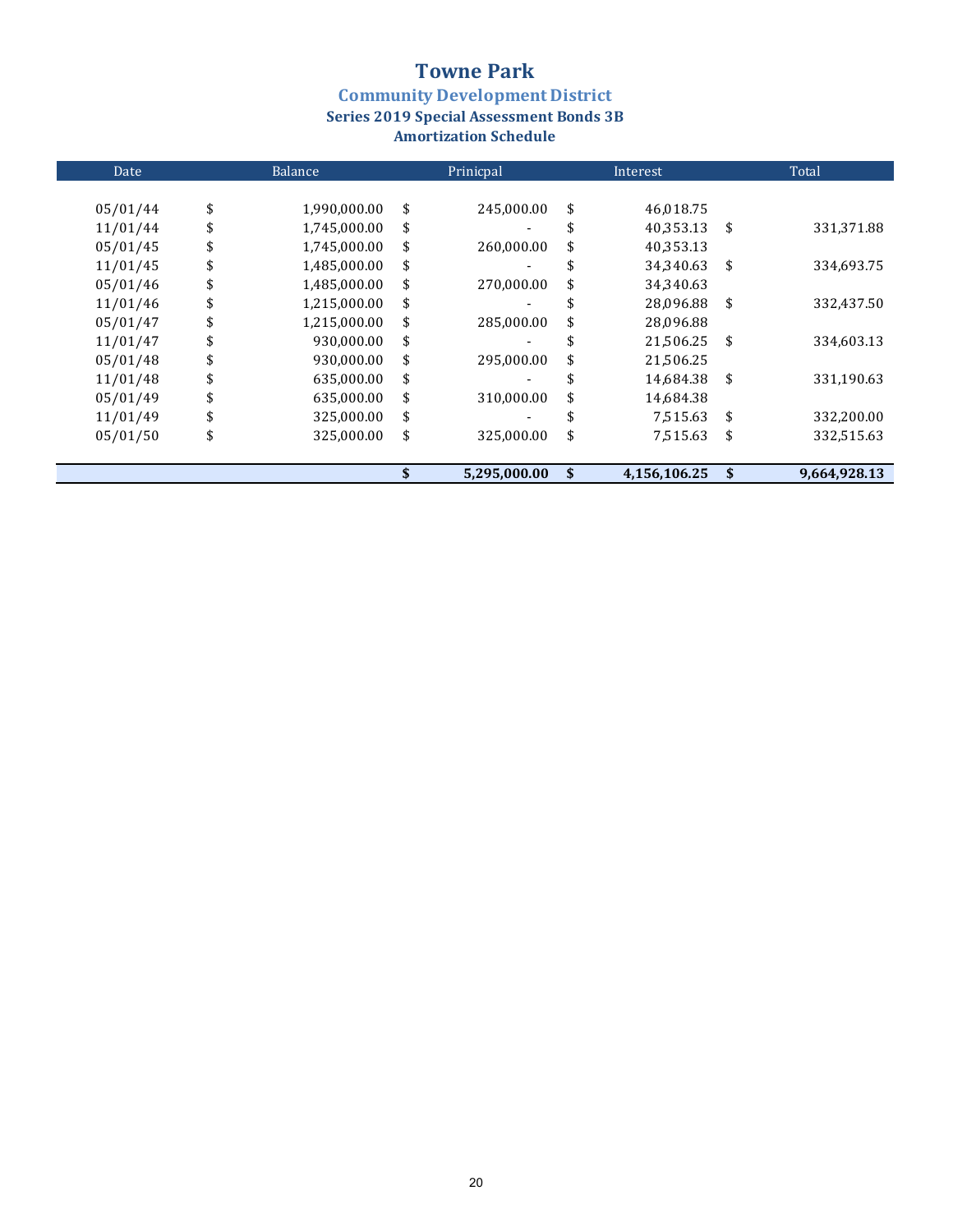# Towne Park

## Community Development District

### Series 2019 Special Assessment Bonds 3B

### Amortization Schedule

| Date | Balance | Prinicpal | Interest | Total |
|---|---|---|---|---|
| 05/01/44 | $ 1,990,000.00 | $ 245,000.00 | $ 46,018.75 | |
| 11/01/44 | $ 1,745,000.00 | $ - | $ 40,353.13 | $ 331,371.88 |
| 05/01/45 | $ 1,745,000.00 | $ 260,000.00 | $ 40,353.13 | |
| 11/01/45 | $ 1,485,000.00 | $ - | $ 34,340.63 | $ 334,693.75 |
| 05/01/46 | $ 1,485,000.00 | $ 270,000.00 | $ 34,340.63 | |
| 11/01/46 | $ 1,215,000.00 | $ - | $ 28,096.88 | $ 332,437.50 |
| 05/01/47 | $ 1,215,000.00 | $ 285,000.00 | $ 28,096.88 | |
| 11/01/47 | $ 930,000.00 | $ - | $ 21,506.25 | $ 334,603.13 |
| 05/01/48 | $ 930,000.00 | $ 295,000.00 | $ 21,506.25 | |
| 11/01/48 | $ 635,000.00 | $ - | $ 14,684.38 | $ 331,190.63 |
| 05/01/49 | $ 635,000.00 | $ 310,000.00 | $ 14,684.38 | |
| 11/01/49 | $ 325,000.00 | $ - | $ 7,515.63 | $ 332,200.00 |
| 05/01/50 | $ 325,000.00 | $ 325,000.00 | $ 7,515.63 | $ 332,515.63 |
| | | **$ 5,295,000.00** | **$ 4,156,106.25** | **$ 9,664,928.13** |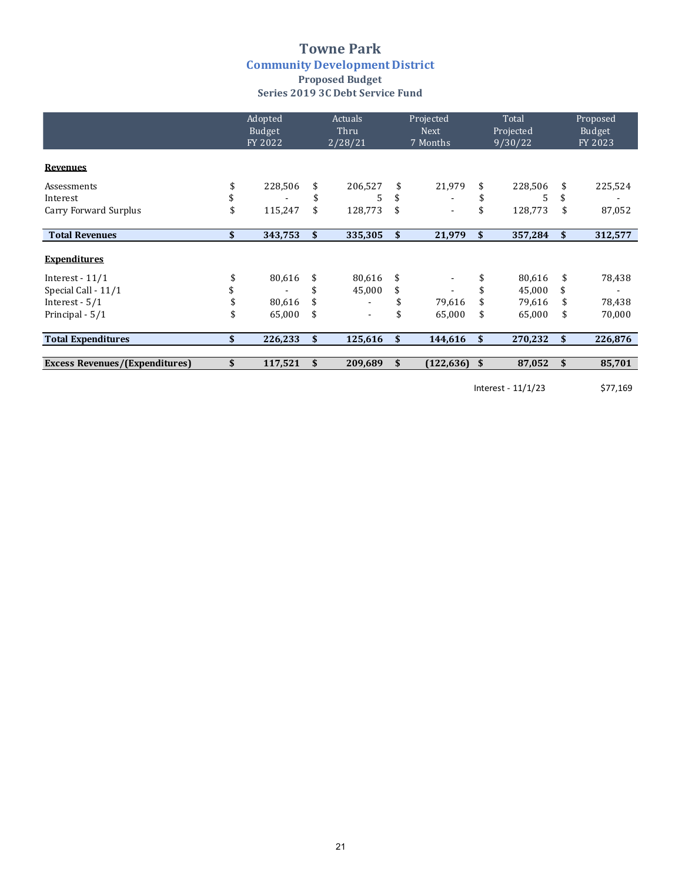# Towne Park

## Community Development District

### Proposed Budget

### Series 2019 3C Debt Service Fund

| | Adopted Budget FY 2022 | Actuals Thru 2/28/21 | Projected Next 7 Months | Total Projected 9/30/22 | Proposed Budget FY 2023 |
|---|---|---|---|---|---|
| **Revenues** | | | | | |
| Assessments | $ 228,506 | $ 206,527 | $ 21,979 | $ 228,506 | $ 225,524 |
| Interest | $ - | $ 5 | $ - | $ 5 | $ - |
| Carry Forward Surplus | $ 115,247 | $ 128,773 | $ - | $ 128,773 | $ 87,052 |
| **Total Revenues** | **$ 343,753** | **$ 335,305** | **$ 21,979** | **$ 357,284** | **$ 312,577** |
| **Expenditures** | | | | | |
| Interest - 11/1 | $ 80,616 | $ 80,616 | $ - | $ 80,616 | $ 78,438 |
| Special Call - 11/1 | $ - | $ 45,000 | $ - | $ 45,000 | $ - |
| Interest - 5/1 | $ 80,616 | $ - | $ 79,616 | $ 79,616 | $ 78,438 |
| Principal - 5/1 | $ 65,000 | $ - | $ 65,000 | $ 65,000 | $ 70,000 |
| **Total Expenditures** | **$ 226,233** | **$ 125,616** | **$ 144,616** | **$ 270,232** | **$ 226,876** |
| **Excess Revenues/(Expenditures)** | **$ 117,521** | **$ 209,689** | **$ (122,636)** | **$ 87,052** | **$ 85,701** |

Interest - 11/1/23 $77,169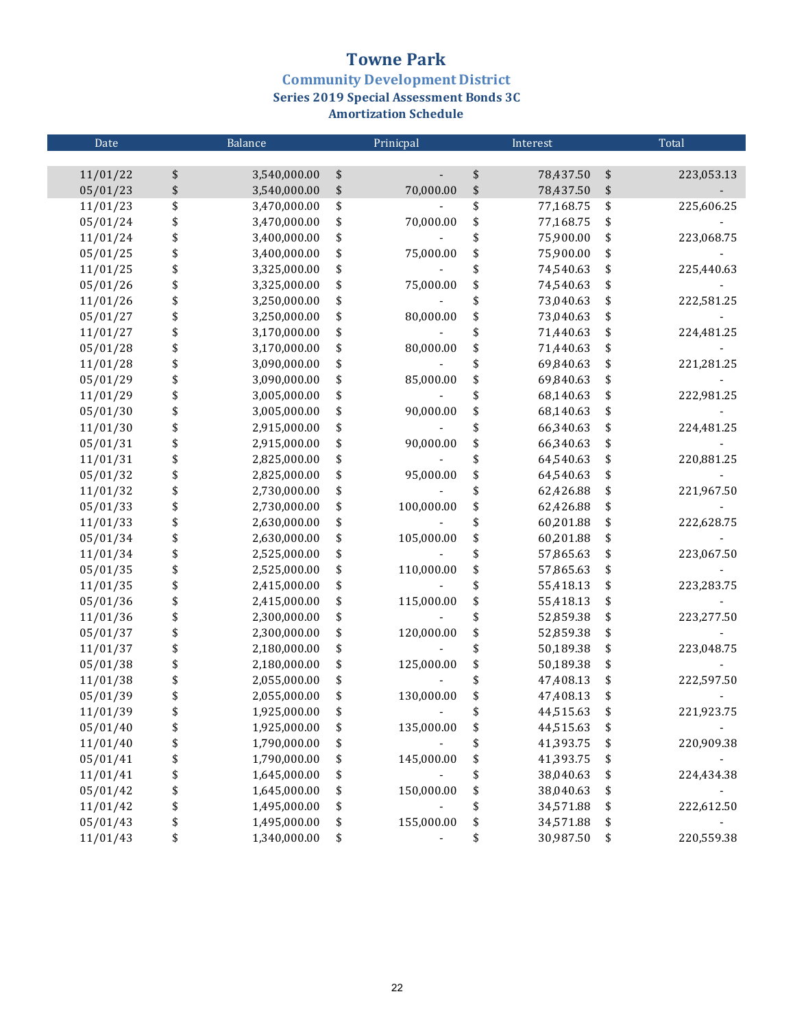# Towne Park

## Community Development District

### Series 2019 Special Assessment Bonds 3C

### Amortization Schedule

| Date | Balance | Prinicpal | Interest | Total |
|---|---|---|---|---|
| 11/01/22 | $ 3,540,000.00 | $ - | $ 78,437.50 | $ 223,053.13 |
| 05/01/23 | $ 3,540,000.00 | $ 70,000.00 | $ 78,437.50 | $ - |
| 11/01/23 | $ 3,470,000.00 | $ - | $ 77,168.75 | $ 225,606.25 |
| 05/01/24 | $ 3,470,000.00 | $ 70,000.00 | $ 77,168.75 | $ - |
| 11/01/24 | $ 3,400,000.00 | $ - | $ 75,900.00 | $ 223,068.75 |
| 05/01/25 | $ 3,400,000.00 | $ 75,000.00 | $ 75,900.00 | $ - |
| 11/01/25 | $ 3,325,000.00 | $ - | $ 74,540.63 | $ 225,440.63 |
| 05/01/26 | $ 3,325,000.00 | $ 75,000.00 | $ 74,540.63 | $ - |
| 11/01/26 | $ 3,250,000.00 | $ - | $ 73,040.63 | $ 222,581.25 |
| 05/01/27 | $ 3,250,000.00 | $ 80,000.00 | $ 73,040.63 | $ - |
| 11/01/27 | $ 3,170,000.00 | $ - | $ 71,440.63 | $ 224,481.25 |
| 05/01/28 | $ 3,170,000.00 | $ 80,000.00 | $ 71,440.63 | $ - |
| 11/01/28 | $ 3,090,000.00 | $ - | $ 69,840.63 | $ 221,281.25 |
| 05/01/29 | $ 3,090,000.00 | $ 85,000.00 | $ 69,840.63 | $ - |
| 11/01/29 | $ 3,005,000.00 | $ - | $ 68,140.63 | $ 222,981.25 |
| 05/01/30 | $ 3,005,000.00 | $ 90,000.00 | $ 68,140.63 | $ - |
| 11/01/30 | $ 2,915,000.00 | $ - | $ 66,340.63 | $ 224,481.25 |
| 05/01/31 | $ 2,915,000.00 | $ 90,000.00 | $ 66,340.63 | $ - |
| 11/01/31 | $ 2,825,000.00 | $ - | $ 64,540.63 | $ 220,881.25 |
| 05/01/32 | $ 2,825,000.00 | $ 95,000.00 | $ 64,540.63 | $ - |
| 11/01/32 | $ 2,730,000.00 | $ - | $ 62,426.88 | $ 221,967.50 |
| 05/01/33 | $ 2,730,000.00 | $ 100,000.00 | $ 62,426.88 | $ - |
| 11/01/33 | $ 2,630,000.00 | $ - | $ 60,201.88 | $ 222,628.75 |
| 05/01/34 | $ 2,630,000.00 | $ 105,000.00 | $ 60,201.88 | $ - |
| 11/01/34 | $ 2,525,000.00 | $ - | $ 57,865.63 | $ 223,067.50 |
| 05/01/35 | $ 2,525,000.00 | $ 110,000.00 | $ 57,865.63 | $ - |
| 11/01/35 | $ 2,415,000.00 | $ - | $ 55,418.13 | $ 223,283.75 |
| 05/01/36 | $ 2,415,000.00 | $ 115,000.00 | $ 55,418.13 | $ - |
| 11/01/36 | $ 2,300,000.00 | $ - | $ 52,859.38 | $ 223,277.50 |
| 05/01/37 | $ 2,300,000.00 | $ 120,000.00 | $ 52,859.38 | $ - |
| 11/01/37 | $ 2,180,000.00 | $ - | $ 50,189.38 | $ 223,048.75 |
| 05/01/38 | $ 2,180,000.00 | $ 125,000.00 | $ 50,189.38 | $ - |
| 11/01/38 | $ 2,055,000.00 | $ - | $ 47,408.13 | $ 222,597.50 |
| 05/01/39 | $ 2,055,000.00 | $ 130,000.00 | $ 47,408.13 | $ - |
| 11/01/39 | $ 1,925,000.00 | $ - | $ 44,515.63 | $ 221,923.75 |
| 05/01/40 | $ 1,925,000.00 | $ 135,000.00 | $ 44,515.63 | $ - |
| 11/01/40 | $ 1,790,000.00 | $ - | $ 41,393.75 | $ 220,909.38 |
| 05/01/41 | $ 1,790,000.00 | $ 145,000.00 | $ 41,393.75 | $ - |
| 11/01/41 | $ 1,645,000.00 | $ - | $ 38,040.63 | $ 224,434.38 |
| 05/01/42 | $ 1,645,000.00 | $ 150,000.00 | $ 38,040.63 | $ - |
| 11/01/42 | $ 1,495,000.00 | $ - | $ 34,571.88 | $ 222,612.50 |
| 05/01/43 | $ 1,495,000.00 | $ 155,000.00 | $ 34,571.88 | $ - |
| 11/01/43 | $ 1,340,000.00 | $ - | $ 30,987.50 | $ 220,559.38 |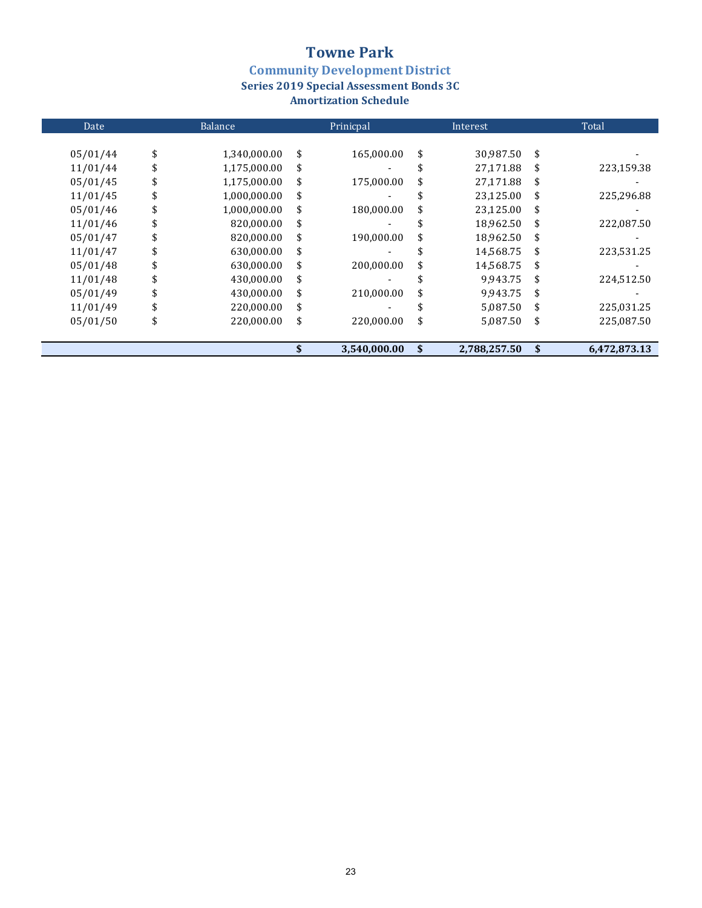# Towne Park

## Community Development District

### Series 2019 Special Assessment Bonds 3C

### Amortization Schedule

| Date | Balance | Prinicpal | Interest | Total |
|---|---|---|---|---|
| 05/01/44 | $ 1,340,000.00 | $ 165,000.00 | $ 30,987.50 | $ - |
| 11/01/44 | $ 1,175,000.00 | $ - | $ 27,171.88 | $ 223,159.38 |
| 05/01/45 | $ 1,175,000.00 | $ 175,000.00 | $ 27,171.88 | $ - |
| 11/01/45 | $ 1,000,000.00 | $ - | $ 23,125.00 | $ 225,296.88 |
| 05/01/46 | $ 1,000,000.00 | $ 180,000.00 | $ 23,125.00 | $ - |
| 11/01/46 | $ 820,000.00 | $ - | $ 18,962.50 | $ 222,087.50 |
| 05/01/47 | $ 820,000.00 | $ 190,000.00 | $ 18,962.50 | $ - |
| 11/01/47 | $ 630,000.00 | $ - | $ 14,568.75 | $ 223,531.25 |
| 05/01/48 | $ 630,000.00 | $ 200,000.00 | $ 14,568.75 | $ - |
| 11/01/48 | $ 430,000.00 | $ - | $ 9,943.75 | $ 224,512.50 |
| 05/01/49 | $ 430,000.00 | $ 210,000.00 | $ 9,943.75 | $ - |
| 11/01/49 | $ 220,000.00 | $ - | $ 5,087.50 | $ 225,031.25 |
| 05/01/50 | $ 220,000.00 | $ 220,000.00 | $ 5,087.50 | $ 225,087.50 |
| | | **$ 3,540,000.00** | **$ 2,788,257.50** | **$ 6,472,873.13** |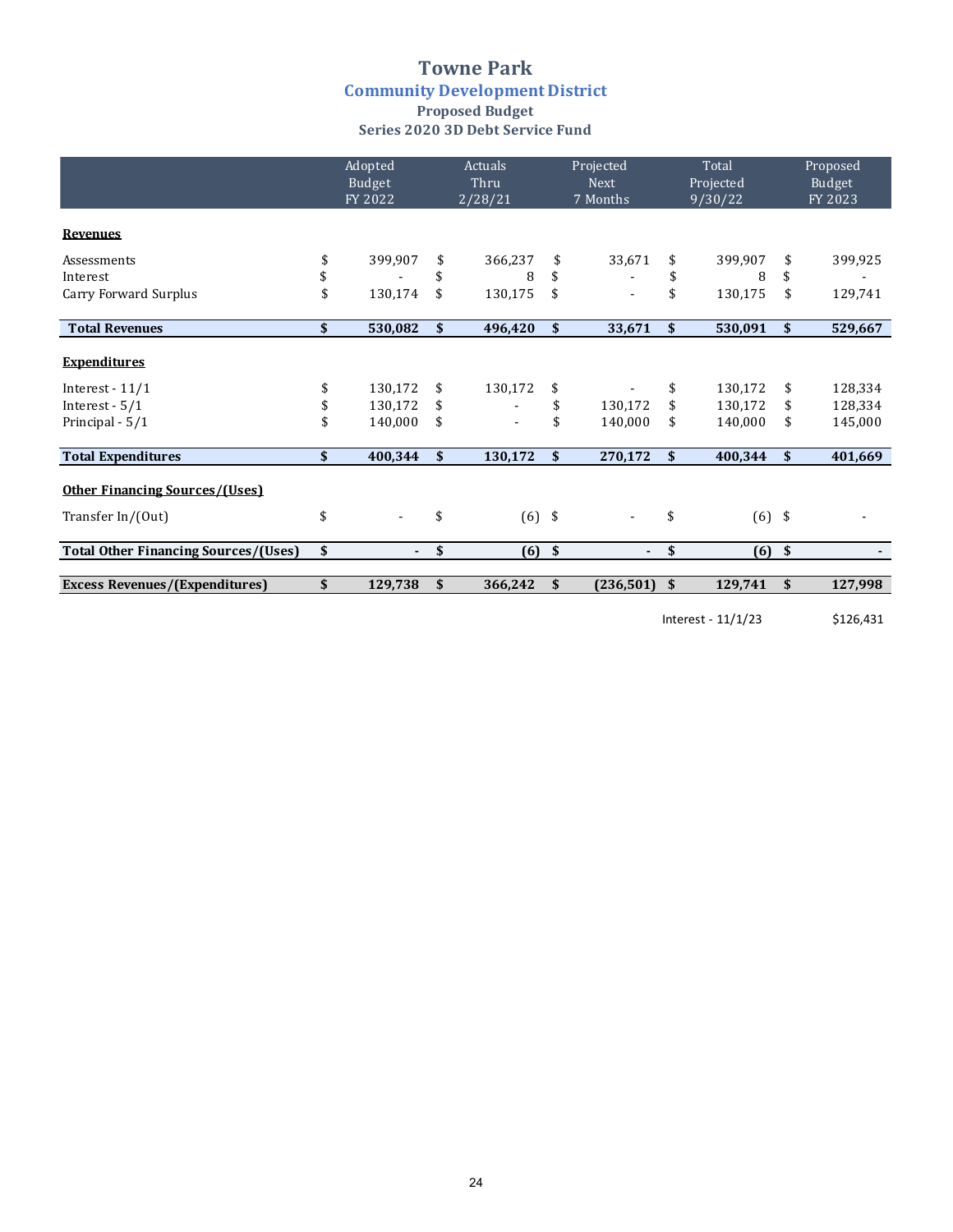# Towne Park

## Community Development District

### Proposed Budget

### Series 2020 3D Debt Service Fund

| | Adopted Budget FY 2022 | Actuals Thru 2/28/21 | Projected Next 7 Months | Total Projected 9/30/22 | Proposed Budget FY 2023 |
|---|---|---|---|---|---|
| **Revenues** | | | | | |
| Assessments | $ 399,907 | $ 366,237 | $ 33,671 | $ 399,907 | $ 399,925 |
| Interest | $ - | $ 8 | $ - | $ 8 | $ - |
| Carry Forward Surplus | $ 130,174 | $ 130,175 | $ - | $ 130,175 | $ 129,741 |
| **Total Revenues** | **$ 530,082** | **$ 496,420** | **$ 33,671** | **$ 530,091** | **$ 529,667** |
| **Expenditures** | | | | | |
| Interest - 11/1 | $ 130,172 | $ 130,172 | $ - | $ 130,172 | $ 128,334 |
| Interest - 5/1 | $ 130,172 | $ - | $ 130,172 | $ 130,172 | $ 128,334 |
| Principal - 5/1 | $ 140,000 | $ - | $ 140,000 | $ 140,000 | $ 145,000 |
| **Total Expenditures** | **$ 400,344** | **$ 130,172** | **$ 270,172** | **$ 400,344** | **$ 401,669** |
| **Other Financing Sources/(Uses)** | | | | | |
| Transfer In/(Out) | $ - | $ (6) | $ - | $ (6) | $ - |
| **Total Other Financing Sources/(Uses)** | **$ -** | **$ (6)** | **$ -** | **$ (6)** | **$ -** |
| **Excess Revenues/(Expenditures)** | **$ 129,738** | **$ 366,242** | **$ (236,501)** | **$ 129,741** | **$ 127,998** |

Interest - 11/1/23 $126,431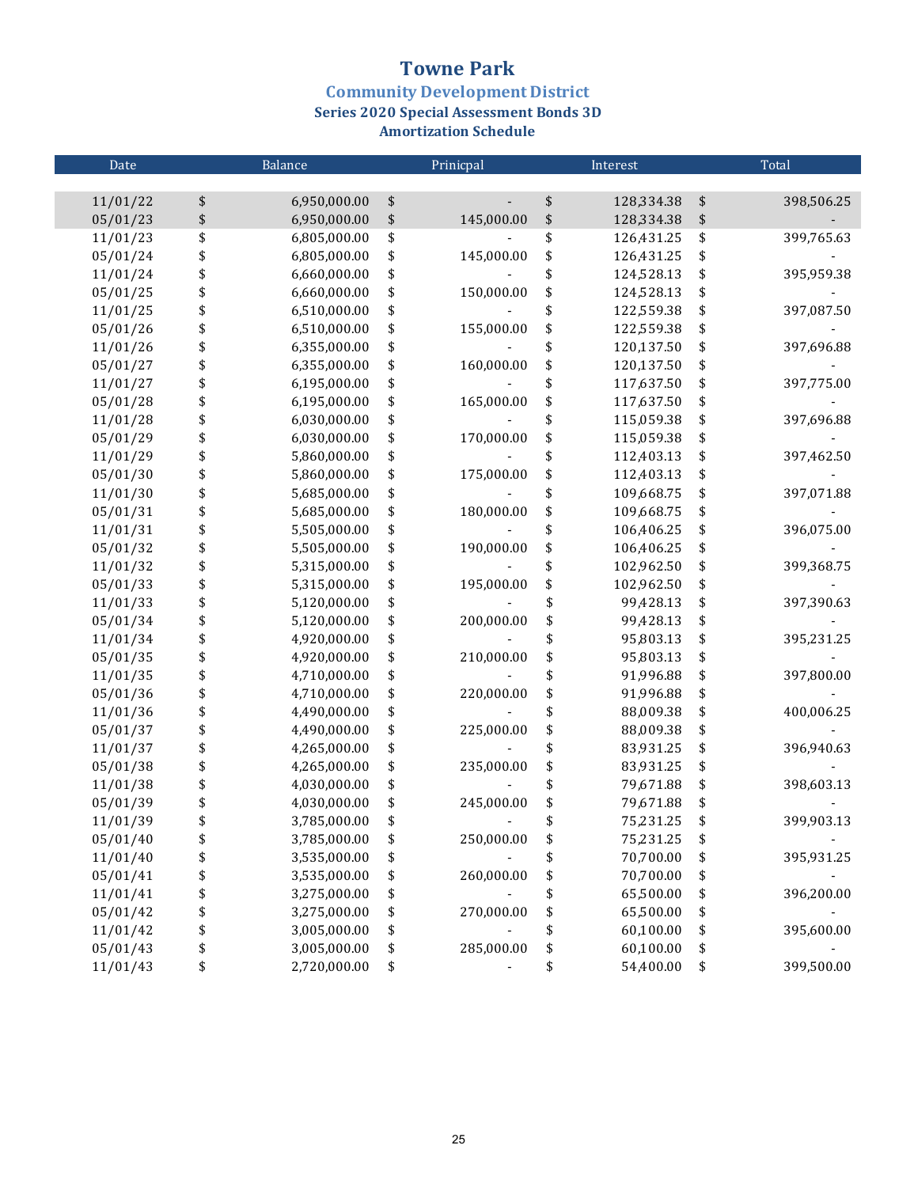# Towne Park

## Community Development District

### Series 2020 Special Assessment Bonds 3D

### Amortization Schedule

| Date | | Balance | | Prinicpal | | Interest | | Total |
|---|---|---|---|---|---|---|---|---|
| 11/01/22 | $ | 6,950,000.00 | $ | - | $ | 128,334.38 | $ | 398,506.25 |
| 05/01/23 | $ | 6,950,000.00 | $ | 145,000.00 | $ | 128,334.38 | $ | - |
| 11/01/23 | $ | 6,805,000.00 | $ | - | $ | 126,431.25 | $ | 399,765.63 |
| 05/01/24 | $ | 6,805,000.00 | $ | 145,000.00 | $ | 126,431.25 | $ | - |
| 11/01/24 | $ | 6,660,000.00 | $ | - | $ | 124,528.13 | $ | 395,959.38 |
| 05/01/25 | $ | 6,660,000.00 | $ | 150,000.00 | $ | 124,528.13 | $ | - |
| 11/01/25 | $ | 6,510,000.00 | $ | - | $ | 122,559.38 | $ | 397,087.50 |
| 05/01/26 | $ | 6,510,000.00 | $ | 155,000.00 | $ | 122,559.38 | $ | - |
| 11/01/26 | $ | 6,355,000.00 | $ | - | $ | 120,137.50 | $ | 397,696.88 |
| 05/01/27 | $ | 6,355,000.00 | $ | 160,000.00 | $ | 120,137.50 | $ | - |
| 11/01/27 | $ | 6,195,000.00 | $ | - | $ | 117,637.50 | $ | 397,775.00 |
| 05/01/28 | $ | 6,195,000.00 | $ | 165,000.00 | $ | 117,637.50 | $ | - |
| 11/01/28 | $ | 6,030,000.00 | $ | - | $ | 115,059.38 | $ | 397,696.88 |
| 05/01/29 | $ | 6,030,000.00 | $ | 170,000.00 | $ | 115,059.38 | $ | - |
| 11/01/29 | $ | 5,860,000.00 | $ | - | $ | 112,403.13 | $ | 397,462.50 |
| 05/01/30 | $ | 5,860,000.00 | $ | 175,000.00 | $ | 112,403.13 | $ | - |
| 11/01/30 | $ | 5,685,000.00 | $ | - | $ | 109,668.75 | $ | 397,071.88 |
| 05/01/31 | $ | 5,685,000.00 | $ | 180,000.00 | $ | 109,668.75 | $ | - |
| 11/01/31 | $ | 5,505,000.00 | $ | - | $ | 106,406.25 | $ | 396,075.00 |
| 05/01/32 | $ | 5,505,000.00 | $ | 190,000.00 | $ | 106,406.25 | $ | - |
| 11/01/32 | $ | 5,315,000.00 | $ | - | $ | 102,962.50 | $ | 399,368.75 |
| 05/01/33 | $ | 5,315,000.00 | $ | 195,000.00 | $ | 102,962.50 | $ | - |
| 11/01/33 | $ | 5,120,000.00 | $ | - | $ | 99,428.13 | $ | 397,390.63 |
| 05/01/34 | $ | 5,120,000.00 | $ | 200,000.00 | $ | 99,428.13 | $ | - |
| 11/01/34 | $ | 4,920,000.00 | $ | - | $ | 95,803.13 | $ | 395,231.25 |
| 05/01/35 | $ | 4,920,000.00 | $ | 210,000.00 | $ | 95,803.13 | $ | - |
| 11/01/35 | $ | 4,710,000.00 | $ | - | $ | 91,996.88 | $ | 397,800.00 |
| 05/01/36 | $ | 4,710,000.00 | $ | 220,000.00 | $ | 91,996.88 | $ | - |
| 11/01/36 | $ | 4,490,000.00 | $ | - | $ | 88,009.38 | $ | 400,006.25 |
| 05/01/37 | $ | 4,490,000.00 | $ | 225,000.00 | $ | 88,009.38 | $ | - |
| 11/01/37 | $ | 4,265,000.00 | $ | - | $ | 83,931.25 | $ | 396,940.63 |
| 05/01/38 | $ | 4,265,000.00 | $ | 235,000.00 | $ | 83,931.25 | $ | - |
| 11/01/38 | $ | 4,030,000.00 | $ | - | $ | 79,671.88 | $ | 398,603.13 |
| 05/01/39 | $ | 4,030,000.00 | $ | 245,000.00 | $ | 79,671.88 | $ | - |
| 11/01/39 | $ | 3,785,000.00 | $ | - | $ | 75,231.25 | $ | 399,903.13 |
| 05/01/40 | $ | 3,785,000.00 | $ | 250,000.00 | $ | 75,231.25 | $ | - |
| 11/01/40 | $ | 3,535,000.00 | $ | - | $ | 70,700.00 | $ | 395,931.25 |
| 05/01/41 | $ | 3,535,000.00 | $ | 260,000.00 | $ | 70,700.00 | $ | - |
| 11/01/41 | $ | 3,275,000.00 | $ | - | $ | 65,500.00 | $ | 396,200.00 |
| 05/01/42 | $ | 3,275,000.00 | $ | 270,000.00 | $ | 65,500.00 | $ | - |
| 11/01/42 | $ | 3,005,000.00 | $ | - | $ | 60,100.00 | $ | 395,600.00 |
| 05/01/43 | $ | 3,005,000.00 | $ | 285,000.00 | $ | 60,100.00 | $ | - |
| 11/01/43 | $ | 2,720,000.00 | $ | - | $ | 54,400.00 | $ | 399,500.00 |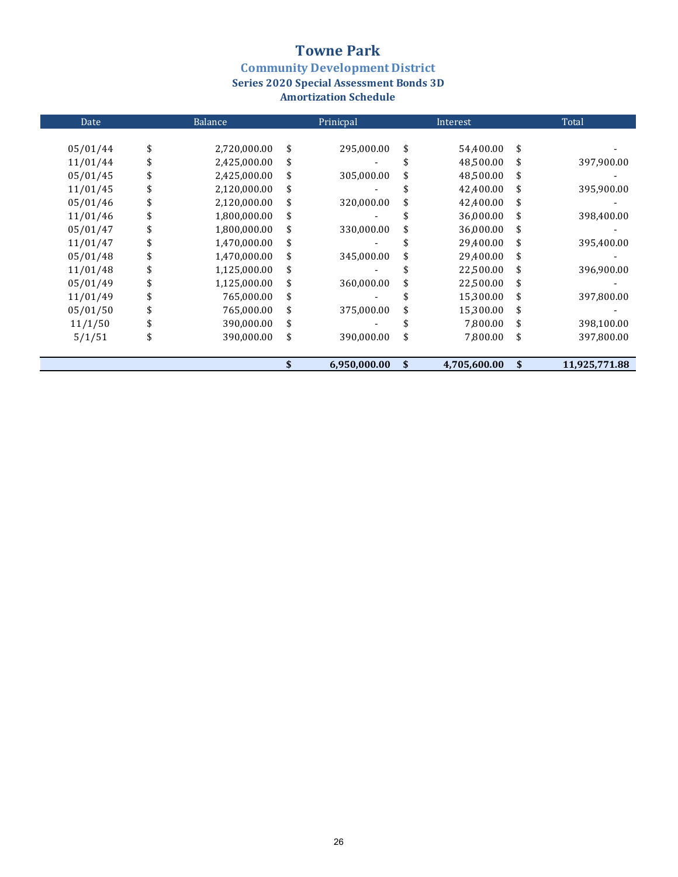# Towne Park

## Community Development District

### Series 2020 Special Assessment Bonds 3D

### Amortization Schedule

| Date | Balance | Prinicpal | Interest | Total |
|---|---|---|---|---|
| 05/01/44 | $ 2,720,000.00 | $ 295,000.00 | $ 54,400.00 | $ - |
| 11/01/44 | $ 2,425,000.00 | $ - | $ 48,500.00 | $ 397,900.00 |
| 05/01/45 | $ 2,425,000.00 | $ 305,000.00 | $ 48,500.00 | $ - |
| 11/01/45 | $ 2,120,000.00 | $ - | $ 42,400.00 | $ 395,900.00 |
| 05/01/46 | $ 2,120,000.00 | $ 320,000.00 | $ 42,400.00 | $ - |
| 11/01/46 | $ 1,800,000.00 | $ - | $ 36,000.00 | $ 398,400.00 |
| 05/01/47 | $ 1,800,000.00 | $ 330,000.00 | $ 36,000.00 | $ - |
| 11/01/47 | $ 1,470,000.00 | $ - | $ 29,400.00 | $ 395,400.00 |
| 05/01/48 | $ 1,470,000.00 | $ 345,000.00 | $ 29,400.00 | $ - |
| 11/01/48 | $ 1,125,000.00 | $ - | $ 22,500.00 | $ 396,900.00 |
| 05/01/49 | $ 1,125,000.00 | $ 360,000.00 | $ 22,500.00 | $ - |
| 11/01/49 | $ 765,000.00 | $ - | $ 15,300.00 | $ 397,800.00 |
| 05/01/50 | $ 765,000.00 | $ 375,000.00 | $ 15,300.00 | $ - |
| 11/1/50 | $ 390,000.00 | $ - | $ 7,800.00 | $ 398,100.00 |
| 5/1/51 | $ 390,000.00 | $ 390,000.00 | $ 7,800.00 | $ 397,800.00 |
| | | **$ 6,950,000.00** | **$ 4,705,600.00** | **$ 11,925,771.88** |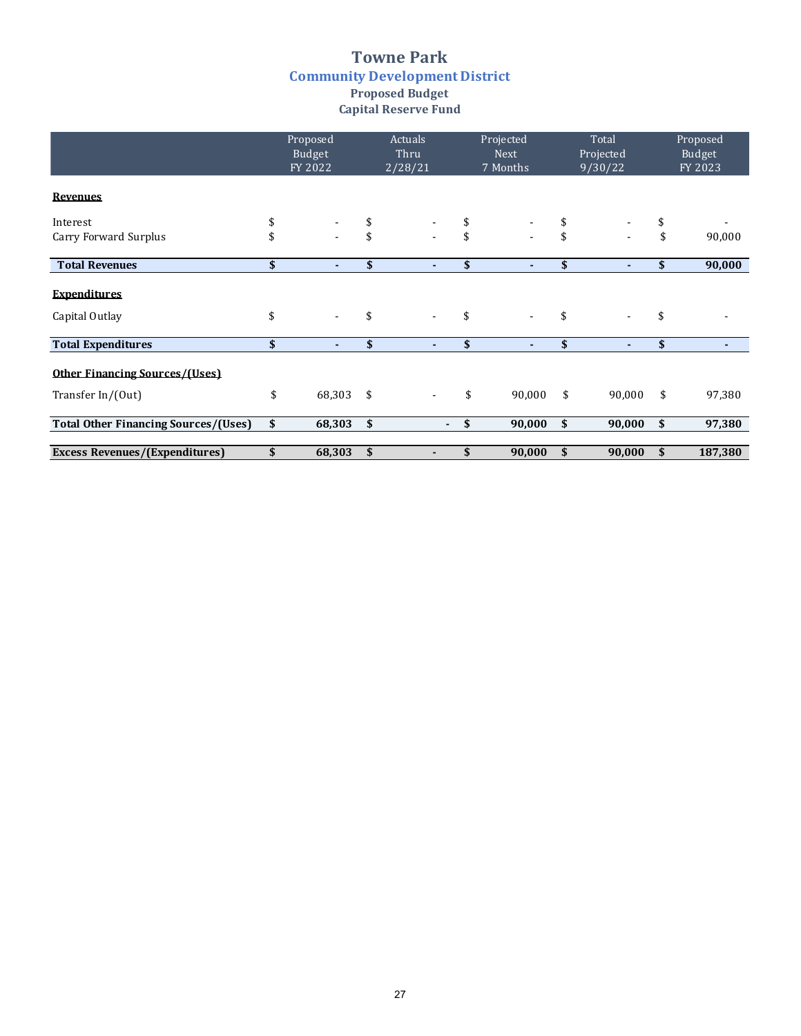# Towne Park

## Community Development District

### Proposed Budget

### Capital Reserve Fund

| | Proposed Budget FY 2022 | Actuals Thru 2/28/21 | Projected Next 7 Months | Total Projected 9/30/22 | Proposed Budget FY 2023 |
|---|---|---|---|---|---|
| **Revenues** | | | | | |
| Interest | $ - | $ - | $ - | $ - | $ - |
| Carry Forward Surplus | $ - | $ - | $ - | $ - | $ 90,000 |
| **Total Revenues** | **$ -** | **$ -** | **$ -** | **$ -** | **$ 90,000** |
| **Expenditures** | | | | | |
| Capital Outlay | $ - | $ - | $ - | $ - | $ - |
| **Total Expenditures** | **$ -** | **$ -** | **$ -** | **$ -** | **$ -** |
| **Other Financing Sources/(Uses)** | | | | | |
| Transfer In/(Out) | $ 68,303 | $ - | $ 90,000 | $ 90,000 | $ 97,380 |
| **Total Other Financing Sources/(Uses)** | **$ 68,303** | **$ -** | **$ 90,000** | **$ 90,000** | **$ 97,380** |
| **Excess Revenues/(Expenditures)** | **$ 68,303** | **$ -** | **$ 90,000** | **$ 90,000** | **$ 187,380** |